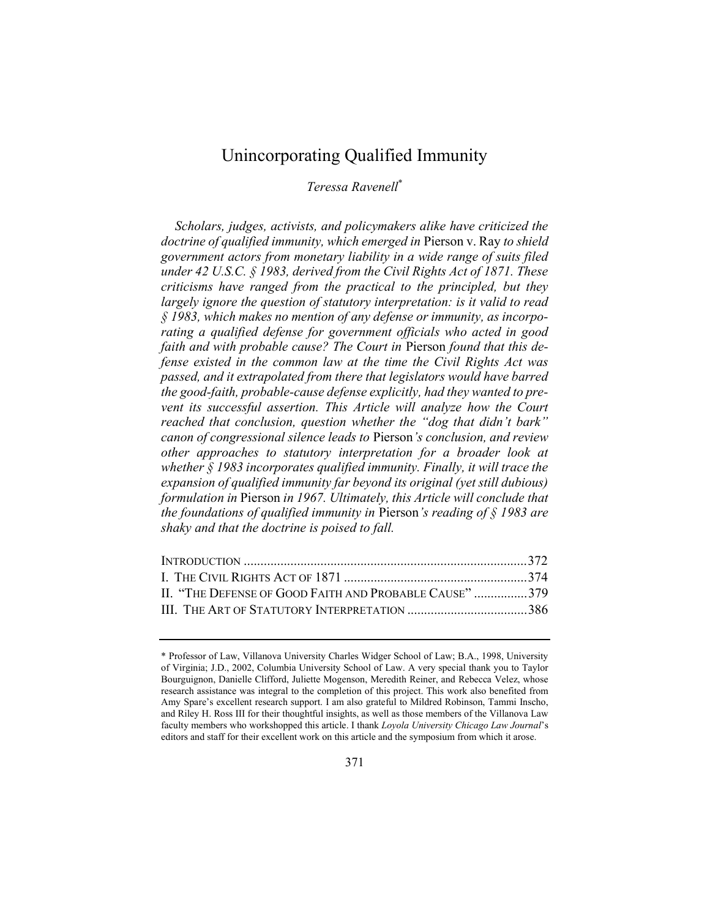# Unincorporating Qualified Immunity

*Teressa Ravenell*\*

*Scholars, judges, activists, and policymakers alike have criticized the doctrine of qualified immunity, which emerged in* Pierson v. Ray *to shield government actors from monetary liability in a wide range of suits filed under 42 U.S.C. § 1983, derived from the Civil Rights Act of 1871. These criticisms have ranged from the practical to the principled, but they largely ignore the question of statutory interpretation: is it valid to read § 1983, which makes no mention of any defense or immunity, as incorporating a qualified defense for government officials who acted in good faith and with probable cause? The Court in* Pierson *found that this defense existed in the common law at the time the Civil Rights Act was passed, and it extrapolated from there that legislators would have barred the good-faith, probable-cause defense explicitly, had they wanted to prevent its successful assertion. This Article will analyze how the Court reached that conclusion, question whether the "dog that didn't bark" canon of congressional silence leads to* Pierson*'s conclusion, and review other approaches to statutory interpretation for a broader look at whether § 1983 incorporates qualified immunity. Finally, it will trace the expansion of qualified immunity far beyond its original (yet still dubious) formulation in* Pierson *in 1967. Ultimately, this Article will conclude that the foundations of qualified immunity in* Pierson*'s reading of § 1983 are shaky and that the doctrine is poised to fall.*

| | |
|---|---|
| INTRODUCTION | 372 |
| I. THE CIVIL RIGHTS ACT OF 1871 | 374 |
| II. "THE DEFENSE OF GOOD FAITH AND PROBABLE CAUSE" | 379 |
| III. THE ART OF STATUTORY INTERPRETATION | 386 |

---

\* Professor of Law, Villanova University Charles Widger School of Law; B.A., 1998, University of Virginia; J.D., 2002, Columbia University School of Law. A very special thank you to Taylor Bourguignon, Danielle Clifford, Juliette Mogenson, Meredith Reiner, and Rebecca Velez, whose research assistance was integral to the completion of this project. This work also benefited from Amy Spare's excellent research support. I am also grateful to Mildred Robinson, Tammi Inscho, and Riley H. Ross III for their thoughtful insights, as well as those members of the Villanova Law faculty members who workshopped this article. I thank *Loyola University Chicago Law Journal*'s editors and staff for their excellent work on this article and the symposium from which it arose.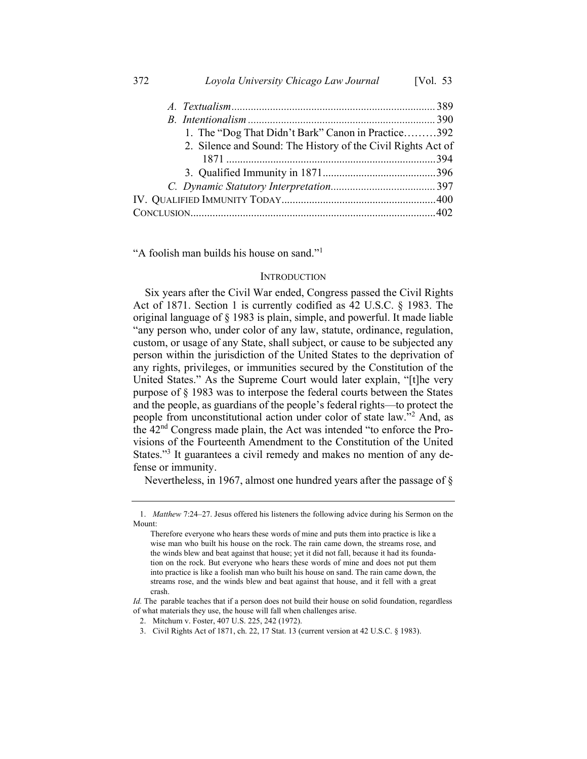A. *Textualism* ........................................................................ 389
B. *Intentionalism* ................................................................... 390
1. The "Dog That Didn't Bark" Canon in Practice.........392
2. Silence and Sound: The History of the Civil Rights Act of 1871 ............................................................................394
3. Qualified Immunity in 1871.........................................396
C. *Dynamic Statutory Interpretation*....................................... 397
IV. Qualified Immunity Today.......................................................400
Conclusion.........................................................................................402

"A foolish man builds his house on sand."[1]

## Introduction

Six years after the Civil War ended, Congress passed the Civil Rights Act of 1871. Section 1 is currently codified as 42 U.S.C. § 1983. The original language of § 1983 is plain, simple, and powerful. It made liable "any person who, under color of any law, statute, ordinance, regulation, custom, or usage of any State, shall subject, or cause to be subjected any person within the jurisdiction of the United States to the deprivation of any rights, privileges, or immunities secured by the Constitution of the United States." As the Supreme Court would later explain, "[t]he very purpose of § 1983 was to interpose the federal courts between the States and the people, as guardians of the people's federal rights—to protect the people from unconstitutional action under color of state law."[2] And, as the 42nd Congress made plain, the Act was intended "to enforce the Provisions of the Fourteenth Amendment to the Constitution of the United States."[3] It guarantees a civil remedy and makes no mention of any defense or immunity.

Nevertheless, in 1967, almost one hundred years after the passage of §

---

1. *Matthew* 7:24–27. Jesus offered his listeners the following advice during his Sermon on the Mount:

> Therefore everyone who hears these words of mine and puts them into practice is like a wise man who built his house on the rock. The rain came down, the streams rose, and the winds blew and beat against that house; yet it did not fall, because it had its foundation on the rock. But everyone who hears these words of mine and does not put them into practice is like a foolish man who built his house on sand. The rain came down, the streams rose, and the winds blew and beat against that house, and it fell with a great crash.

*Id.* The parable teaches that if a person does not build their house on solid foundation, regardless of what materials they use, the house will fall when challenges arise.

2. Mitchum v. Foster, 407 U.S. 225, 242 (1972).

3. Civil Rights Act of 1871, ch. 22, 17 Stat. 13 (current version at 42 U.S.C. § 1983).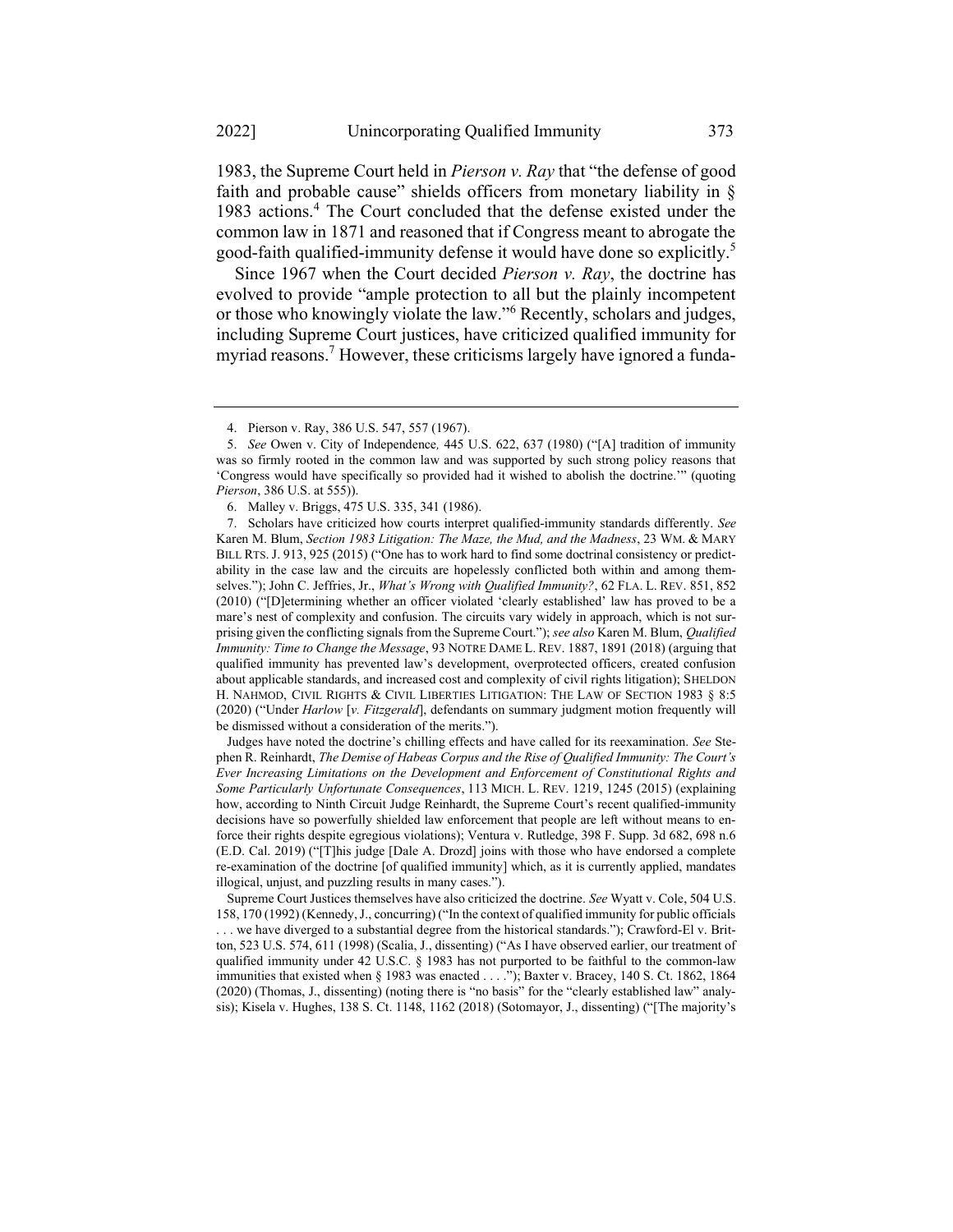1983, the Supreme Court held in *Pierson v. Ray* that "the defense of good faith and probable cause" shields officers from monetary liability in § 1983 actions.[4] The Court concluded that the defense existed under the common law in 1871 and reasoned that if Congress meant to abrogate the good-faith qualified-immunity defense it would have done so explicitly.[5]

Since 1967 when the Court decided *Pierson v. Ray*, the doctrine has evolved to provide "ample protection to all but the plainly incompetent or those who knowingly violate the law."[6] Recently, scholars and judges, including Supreme Court justices, have criticized qualified immunity for myriad reasons.[7] However, these criticisms largely have ignored a funda-

---

4. Pierson v. Ray, 386 U.S. 547, 557 (1967).

5. *See* Owen v. City of Independence*,* 445 U.S. 622, 637 (1980) ("[A] tradition of immunity was so firmly rooted in the common law and was supported by such strong policy reasons that 'Congress would have specifically so provided had it wished to abolish the doctrine.'" (quoting *Pierson*, 386 U.S. at 555)).

6. Malley v. Briggs, 475 U.S. 335, 341 (1986).

7. Scholars have criticized how courts interpret qualified-immunity standards differently. *See* Karen M. Blum, *Section 1983 Litigation: The Maze, the Mud, and the Madness*, 23 WM. & MARY BILL RTS. J. 913, 925 (2015) ("One has to work hard to find some doctrinal consistency or predictability in the case law and the circuits are hopelessly conflicted both within and among themselves."); John C. Jeffries, Jr., *What's Wrong with Qualified Immunity?*, 62 FLA. L. REV. 851, 852 (2010) ("[D]etermining whether an officer violated 'clearly established' law has proved to be a mare's nest of complexity and confusion. The circuits vary widely in approach, which is not surprising given the conflicting signals from the Supreme Court."); *see also* Karen M. Blum, *Qualified Immunity: Time to Change the Message*, 93 NOTRE DAME L. REV. 1887, 1891 (2018) (arguing that qualified immunity has prevented law's development, overprotected officers, created confusion about applicable standards, and increased cost and complexity of civil rights litigation); SHELDON H. NAHMOD, CIVIL RIGHTS & CIVIL LIBERTIES LITIGATION: THE LAW OF SECTION 1983 § 8:5 (2020) ("Under *Harlow* [*v. Fitzgerald*], defendants on summary judgment motion frequently will be dismissed without a consideration of the merits.").

Judges have noted the doctrine's chilling effects and have called for its reexamination. *See* Stephen R. Reinhardt, *The Demise of Habeas Corpus and the Rise of Qualified Immunity: The Court's Ever Increasing Limitations on the Development and Enforcement of Constitutional Rights and Some Particularly Unfortunate Consequences*, 113 MICH. L. REV. 1219, 1245 (2015) (explaining how, according to Ninth Circuit Judge Reinhardt, the Supreme Court's recent qualified-immunity decisions have so powerfully shielded law enforcement that people are left without means to enforce their rights despite egregious violations); Ventura v. Rutledge, 398 F. Supp. 3d 682, 698 n.6 (E.D. Cal. 2019) ("[T]his judge [Dale A. Drozd] joins with those who have endorsed a complete re-examination of the doctrine [of qualified immunity] which, as it is currently applied, mandates illogical, unjust, and puzzling results in many cases.").

Supreme Court Justices themselves have also criticized the doctrine. *See* Wyatt v. Cole, 504 U.S. 158, 170 (1992) (Kennedy, J., concurring) ("In the context of qualified immunity for public officials . . . we have diverged to a substantial degree from the historical standards."); Crawford-El v. Britton, 523 U.S. 574, 611 (1998) (Scalia, J., dissenting) ("As I have observed earlier, our treatment of qualified immunity under 42 U.S.C. § 1983 has not purported to be faithful to the common-law immunities that existed when § 1983 was enacted . . . ."); Baxter v. Bracey, 140 S. Ct. 1862, 1864 (2020) (Thomas, J., dissenting) (noting there is "no basis" for the "clearly established law" analysis); Kisela v. Hughes, 138 S. Ct. 1148, 1162 (2018) (Sotomayor, J., dissenting) ("[The majority's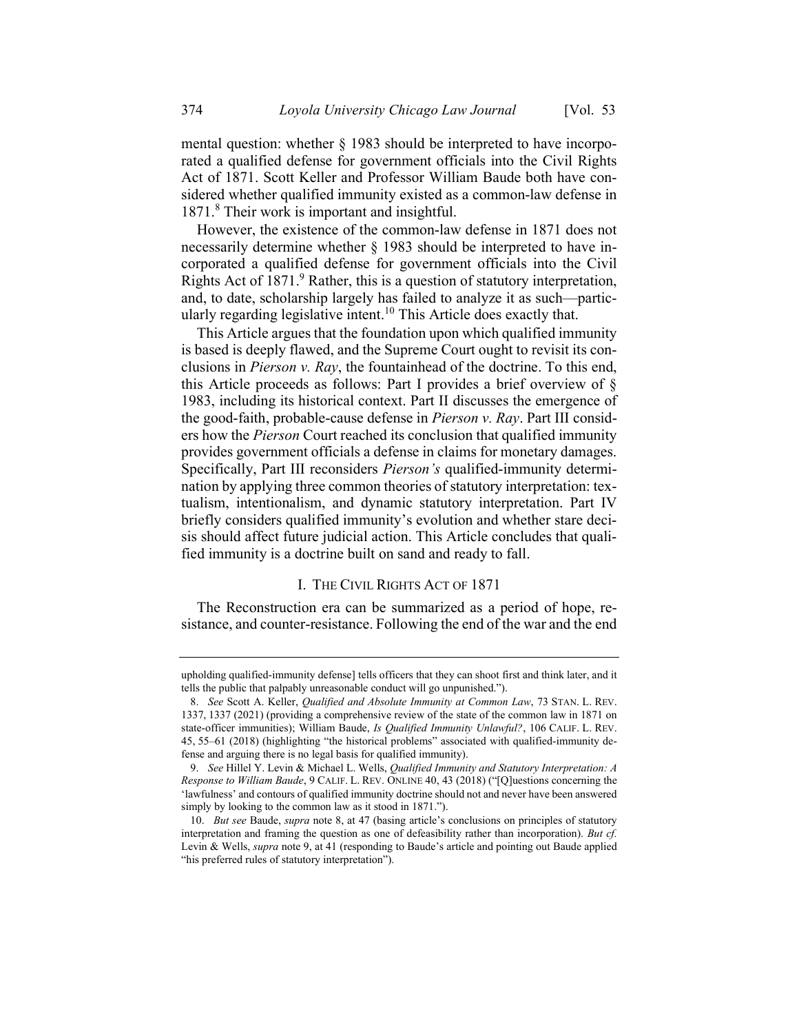mental question: whether § 1983 should be interpreted to have incorporated a qualified defense for government officials into the Civil Rights Act of 1871. Scott Keller and Professor William Baude both have considered whether qualified immunity existed as a common-law defense in 1871.[8] Their work is important and insightful.

However, the existence of the common-law defense in 1871 does not necessarily determine whether § 1983 should be interpreted to have incorporated a qualified defense for government officials into the Civil Rights Act of 1871.[9] Rather, this is a question of statutory interpretation, and, to date, scholarship largely has failed to analyze it as such—particularly regarding legislative intent.[10] This Article does exactly that.

This Article argues that the foundation upon which qualified immunity is based is deeply flawed, and the Supreme Court ought to revisit its conclusions in *Pierson v. Ray*, the fountainhead of the doctrine. To this end, this Article proceeds as follows: Part I provides a brief overview of § 1983, including its historical context. Part II discusses the emergence of the good-faith, probable-cause defense in *Pierson v. Ray*. Part III considers how the *Pierson* Court reached its conclusion that qualified immunity provides government officials a defense in claims for monetary damages. Specifically, Part III reconsiders *Pierson's* qualified-immunity determination by applying three common theories of statutory interpretation: textualism, intentionalism, and dynamic statutory interpretation. Part IV briefly considers qualified immunity's evolution and whether stare decisis should affect future judicial action. This Article concludes that qualified immunity is a doctrine built on sand and ready to fall.

## I. The Civil Rights Act of 1871

The Reconstruction era can be summarized as a period of hope, resistance, and counter-resistance. Following the end of the war and the end

---

upholding qualified-immunity defense] tells officers that they can shoot first and think later, and it tells the public that palpably unreasonable conduct will go unpunished.").

8. *See* Scott A. Keller, *Qualified and Absolute Immunity at Common Law*, 73 Stan. L. Rev. 1337, 1337 (2021) (providing a comprehensive review of the state of the common law in 1871 on state-officer immunities); William Baude, *Is Qualified Immunity Unlawful?*, 106 Calif. L. Rev. 45, 55–61 (2018) (highlighting "the historical problems" associated with qualified-immunity defense and arguing there is no legal basis for qualified immunity).

9. *See* Hillel Y. Levin & Michael L. Wells, *Qualified Immunity and Statutory Interpretation: A Response to William Baude*, 9 Calif. L. Rev. Online 40, 43 (2018) ("[Q]uestions concerning the 'lawfulness' and contours of qualified immunity doctrine should not and never have been answered simply by looking to the common law as it stood in 1871.").

10. *But see* Baude, *supra* note 8, at 47 (basing article's conclusions on principles of statutory interpretation and framing the question as one of defeasibility rather than incorporation). *But cf.* Levin & Wells, *supra* note 9, at 41 (responding to Baude's article and pointing out Baude applied "his preferred rules of statutory interpretation").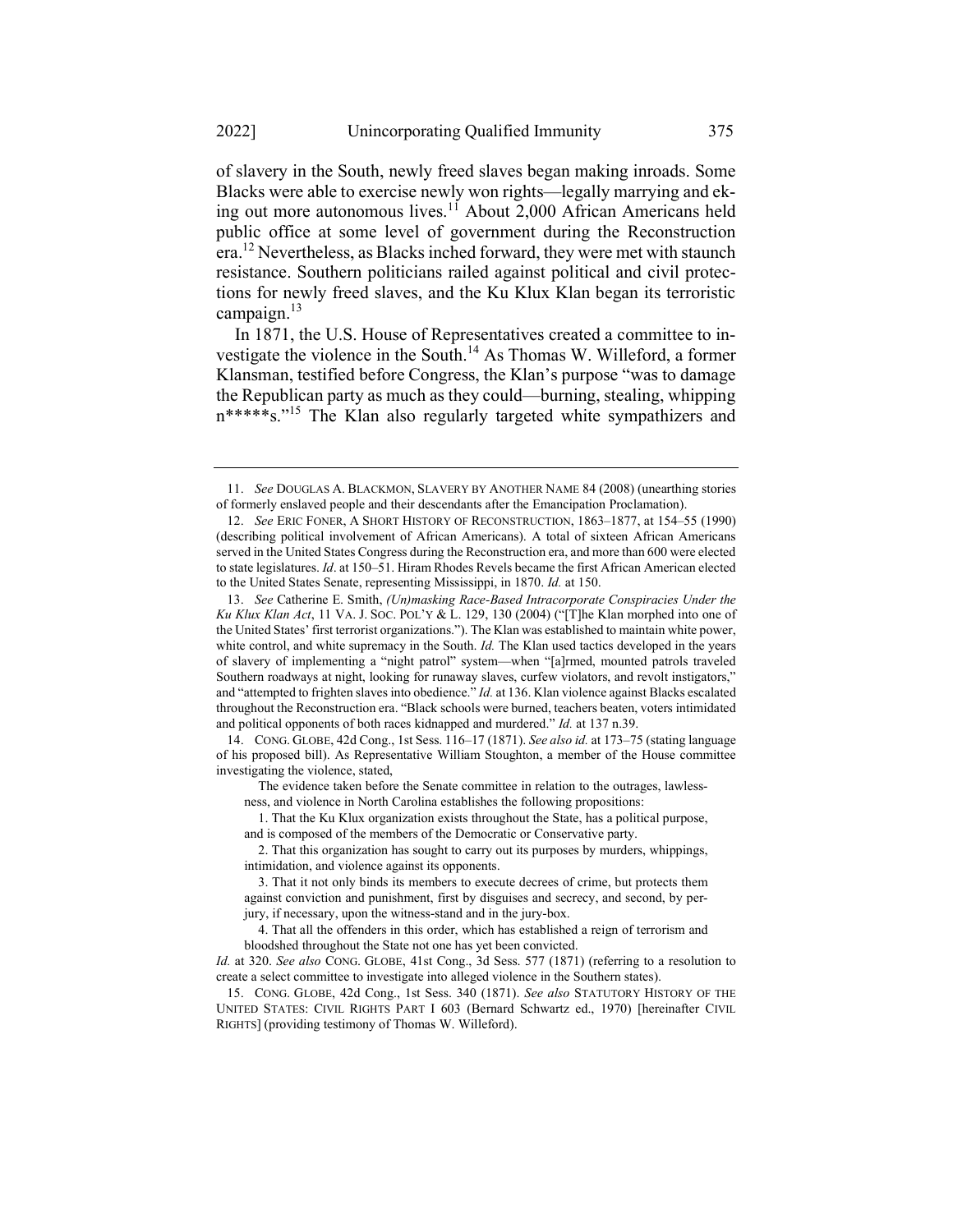of slavery in the South, newly freed slaves began making inroads. Some Blacks were able to exercise newly won rights—legally marrying and eking out more autonomous lives.[11] About 2,000 African Americans held public office at some level of government during the Reconstruction era.[12] Nevertheless, as Blacks inched forward, they were met with staunch resistance. Southern politicians railed against political and civil protections for newly freed slaves, and the Ku Klux Klan began its terroristic campaign.[13]

In 1871, the U.S. House of Representatives created a committee to investigate the violence in the South.[14] As Thomas W. Willeford, a former Klansman, testified before Congress, the Klan's purpose "was to damage the Republican party as much as they could—burning, stealing, whipping n*****s."[15] The Klan also regularly targeted white sympathizers and

---

11. *See* DOUGLAS A. BLACKMON, SLAVERY BY ANOTHER NAME 84 (2008) (unearthing stories of formerly enslaved people and their descendants after the Emancipation Proclamation).

12. *See* ERIC FONER, A SHORT HISTORY OF RECONSTRUCTION, 1863–1877, at 154–55 (1990) (describing political involvement of African Americans). A total of sixteen African Americans served in the United States Congress during the Reconstruction era, and more than 600 were elected to state legislatures. *Id*. at 150–51. Hiram Rhodes Revels became the first African American elected to the United States Senate, representing Mississippi, in 1870. *Id.* at 150.

13. *See* Catherine E. Smith, *(Un)masking Race-Based Intracorporate Conspiracies Under the Ku Klux Klan Act*, 11 VA. J. SOC. POL'Y & L. 129, 130 (2004) ("[T]he Klan morphed into one of the United States' first terrorist organizations."). The Klan was established to maintain white power, white control, and white supremacy in the South. *Id.* The Klan used tactics developed in the years of slavery of implementing a "night patrol" system—when "[a]rmed, mounted patrols traveled Southern roadways at night, looking for runaway slaves, curfew violators, and revolt instigators," and "attempted to frighten slaves into obedience." *Id.* at 136. Klan violence against Blacks escalated throughout the Reconstruction era. "Black schools were burned, teachers beaten, voters intimidated and political opponents of both races kidnapped and murdered." *Id.* at 137 n.39.

14. CONG. GLOBE, 42d Cong., 1st Sess. 116–17 (1871). *See also id.* at 173–75 (stating language of his proposed bill). As Representative William Stoughton, a member of the House committee investigating the violence, stated,

> The evidence taken before the Senate committee in relation to the outrages, lawlessness, and violence in North Carolina establishes the following propositions:
>
> 1. That the Ku Klux organization exists throughout the State, has a political purpose, and is composed of the members of the Democratic or Conservative party.
>
> 2. That this organization has sought to carry out its purposes by murders, whippings, intimidation, and violence against its opponents.
>
> 3. That it not only binds its members to execute decrees of crime, but protects them against conviction and punishment, first by disguises and secrecy, and second, by perjury, if necessary, upon the witness-stand and in the jury-box.
>
> 4. That all the offenders in this order, which has established a reign of terrorism and bloodshed throughout the State not one has yet been convicted.

*Id.* at 320. *See also* CONG. GLOBE, 41st Cong., 3d Sess. 577 (1871) (referring to a resolution to create a select committee to investigate into alleged violence in the Southern states).

15. CONG. GLOBE, 42d Cong., 1st Sess. 340 (1871). *See also* STATUTORY HISTORY OF THE UNITED STATES: CIVIL RIGHTS PART I 603 (Bernard Schwartz ed., 1970) [hereinafter CIVIL RIGHTS] (providing testimony of Thomas W. Willeford).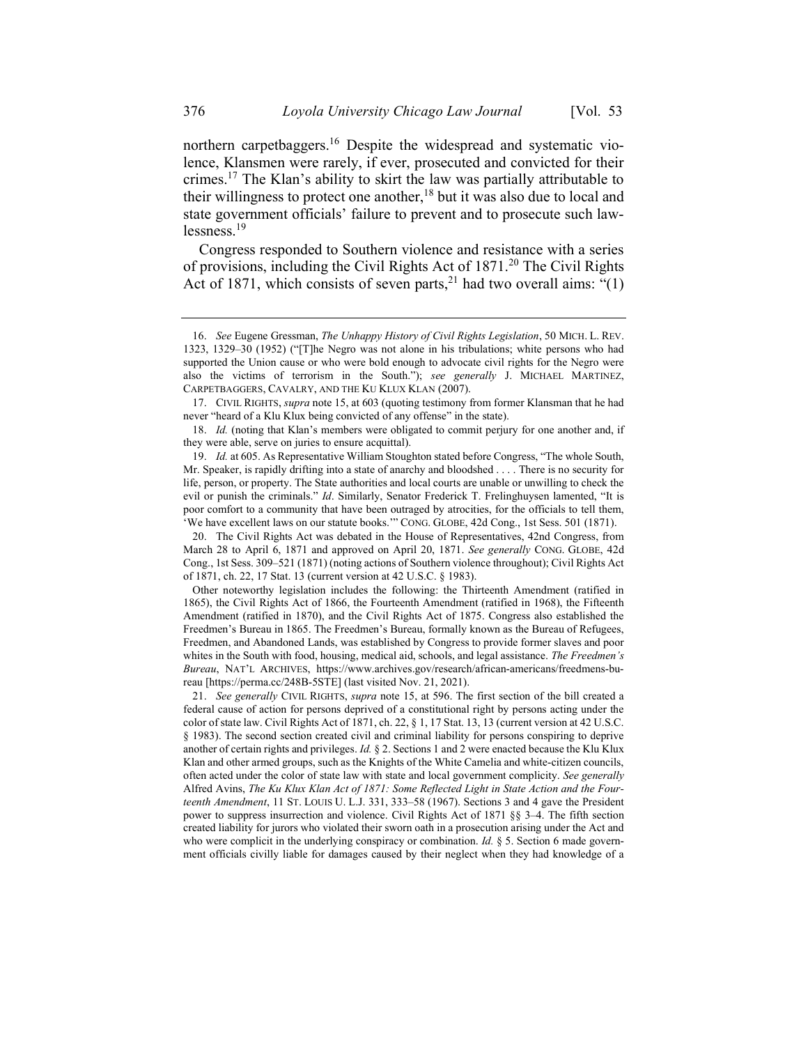northern carpetbaggers.[16] Despite the widespread and systematic violence, Klansmen were rarely, if ever, prosecuted and convicted for their crimes.[17] The Klan's ability to skirt the law was partially attributable to their willingness to protect one another,[18] but it was also due to local and state government officials' failure to prevent and to prosecute such lawlessness.[19]

Congress responded to Southern violence and resistance with a series of provisions, including the Civil Rights Act of 1871.[20] The Civil Rights Act of 1871, which consists of seven parts,[21] had two overall aims: "(1)

---

16. *See* Eugene Gressman, *The Unhappy History of Civil Rights Legislation*, 50 MICH. L. REV. 1323, 1329–30 (1952) ("[T]he Negro was not alone in his tribulations; white persons who had supported the Union cause or who were bold enough to advocate civil rights for the Negro were also the victims of terrorism in the South."); *see generally* J. MICHAEL MARTINEZ, CARPETBAGGERS, CAVALRY, AND THE KU KLUX KLAN (2007).

17. CIVIL RIGHTS, *supra* note 15, at 603 (quoting testimony from former Klansman that he had never "heard of a Klu Klux being convicted of any offense" in the state).

18. *Id.* (noting that Klan's members were obligated to commit perjury for one another and, if they were able, serve on juries to ensure acquittal).

19. *Id.* at 605. As Representative William Stoughton stated before Congress, "The whole South, Mr. Speaker, is rapidly drifting into a state of anarchy and bloodshed . . . . There is no security for life, person, or property. The State authorities and local courts are unable or unwilling to check the evil or punish the criminals." *Id*. Similarly, Senator Frederick T. Frelinghuysen lamented, "It is poor comfort to a community that have been outraged by atrocities, for the officials to tell them, 'We have excellent laws on our statute books.'" CONG. GLOBE, 42d Cong., 1st Sess. 501 (1871).

20. The Civil Rights Act was debated in the House of Representatives, 42nd Congress, from March 28 to April 6, 1871 and approved on April 20, 1871. *See generally* CONG. GLOBE, 42d Cong., 1st Sess. 309–521 (1871) (noting actions of Southern violence throughout); Civil Rights Act of 1871, ch. 22, 17 Stat. 13 (current version at 42 U.S.C. § 1983).

Other noteworthy legislation includes the following: the Thirteenth Amendment (ratified in 1865), the Civil Rights Act of 1866, the Fourteenth Amendment (ratified in 1968), the Fifteenth Amendment (ratified in 1870), and the Civil Rights Act of 1875. Congress also established the Freedmen's Bureau in 1865. The Freedmen's Bureau, formally known as the Bureau of Refugees, Freedmen, and Abandoned Lands, was established by Congress to provide former slaves and poor whites in the South with food, housing, medical aid, schools, and legal assistance. *The Freedmen's Bureau*, NAT'L ARCHIVES, https://www.archives.gov/research/african-americans/freedmens-bureau [https://perma.cc/248B-5STE] (last visited Nov. 21, 2021).

21. *See generally* CIVIL RIGHTS, *supra* note 15, at 596. The first section of the bill created a federal cause of action for persons deprived of a constitutional right by persons acting under the color of state law. Civil Rights Act of 1871, ch. 22, § 1, 17 Stat. 13, 13 (current version at 42 U.S.C. § 1983). The second section created civil and criminal liability for persons conspiring to deprive another of certain rights and privileges. *Id.* § 2. Sections 1 and 2 were enacted because the Klu Klux Klan and other armed groups, such as the Knights of the White Camelia and white-citizen councils, often acted under the color of state law with state and local government complicity. *See generally* Alfred Avins, *The Ku Klux Klan Act of 1871: Some Reflected Light in State Action and the Fourteenth Amendment*, 11 ST. LOUIS U. L.J. 331, 333–58 (1967). Sections 3 and 4 gave the President power to suppress insurrection and violence. Civil Rights Act of 1871 §§ 3–4. The fifth section created liability for jurors who violated their sworn oath in a prosecution arising under the Act and who were complicit in the underlying conspiracy or combination. *Id.* § 5. Section 6 made government officials civilly liable for damages caused by their neglect when they had knowledge of a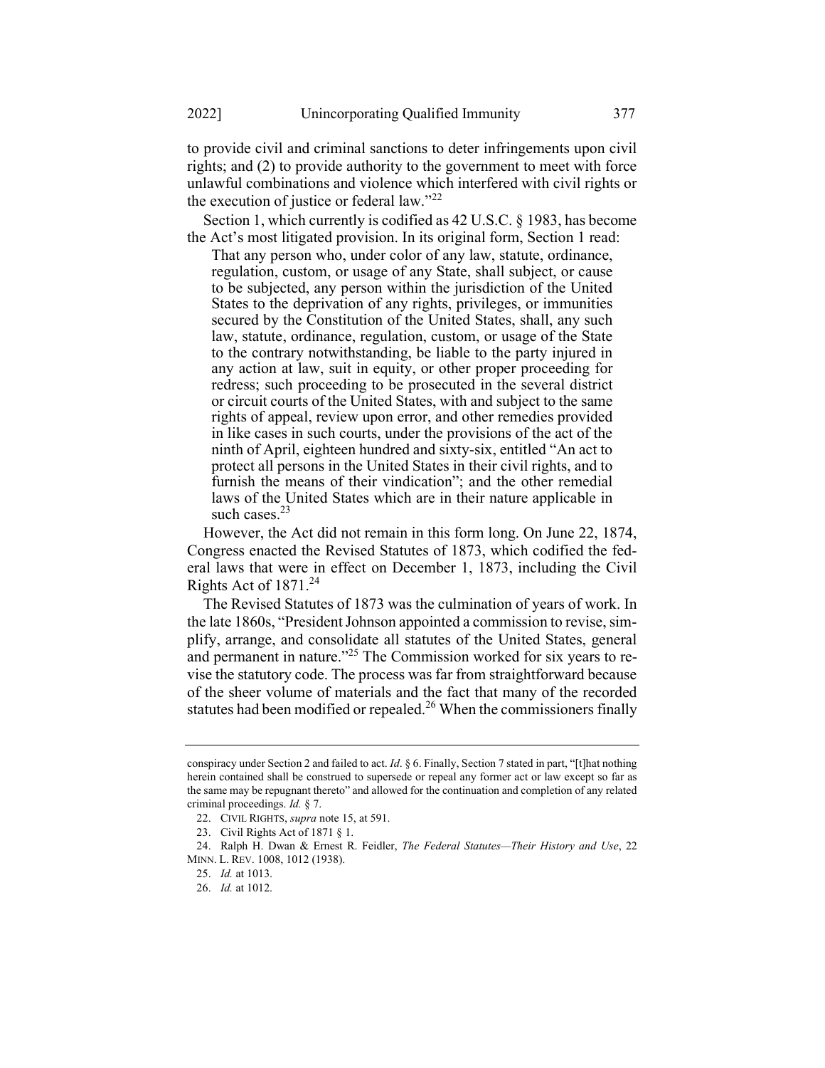to provide civil and criminal sanctions to deter infringements upon civil rights; and (2) to provide authority to the government to meet with force unlawful combinations and violence which interfered with civil rights or the execution of justice or federal law."[22]

Section 1, which currently is codified as 42 U.S.C. § 1983, has become the Act's most litigated provision. In its original form, Section 1 read:

> That any person who, under color of any law, statute, ordinance, regulation, custom, or usage of any State, shall subject, or cause to be subjected, any person within the jurisdiction of the United States to the deprivation of any rights, privileges, or immunities secured by the Constitution of the United States, shall, any such law, statute, ordinance, regulation, custom, or usage of the State to the contrary notwithstanding, be liable to the party injured in any action at law, suit in equity, or other proper proceeding for redress; such proceeding to be prosecuted in the several district or circuit courts of the United States, with and subject to the same rights of appeal, review upon error, and other remedies provided in like cases in such courts, under the provisions of the act of the ninth of April, eighteen hundred and sixty-six, entitled "An act to protect all persons in the United States in their civil rights, and to furnish the means of their vindication"; and the other remedial laws of the United States which are in their nature applicable in such cases.[23]

However, the Act did not remain in this form long. On June 22, 1874, Congress enacted the Revised Statutes of 1873, which codified the federal laws that were in effect on December 1, 1873, including the Civil Rights Act of 1871.[24]

The Revised Statutes of 1873 was the culmination of years of work. In the late 1860s, "President Johnson appointed a commission to revise, simplify, arrange, and consolidate all statutes of the United States, general and permanent in nature."[25] The Commission worked for six years to revise the statutory code. The process was far from straightforward because of the sheer volume of materials and the fact that many of the recorded statutes had been modified or repealed.[26] When the commissioners finally

---

conspiracy under Section 2 and failed to act. *Id*. § 6. Finally, Section 7 stated in part, "[t]hat nothing herein contained shall be construed to supersede or repeal any former act or law except so far as the same may be repugnant thereto" and allowed for the continuation and completion of any related criminal proceedings. *Id.* § 7.

22. CIVIL RIGHTS, *supra* note 15, at 591.

23. Civil Rights Act of 1871 § 1.

24. Ralph H. Dwan & Ernest R. Feidler, *The Federal Statutes—Their History and Use*, 22 MINN. L. REV. 1008, 1012 (1938).

25. *Id.* at 1013.

26. *Id.* at 1012.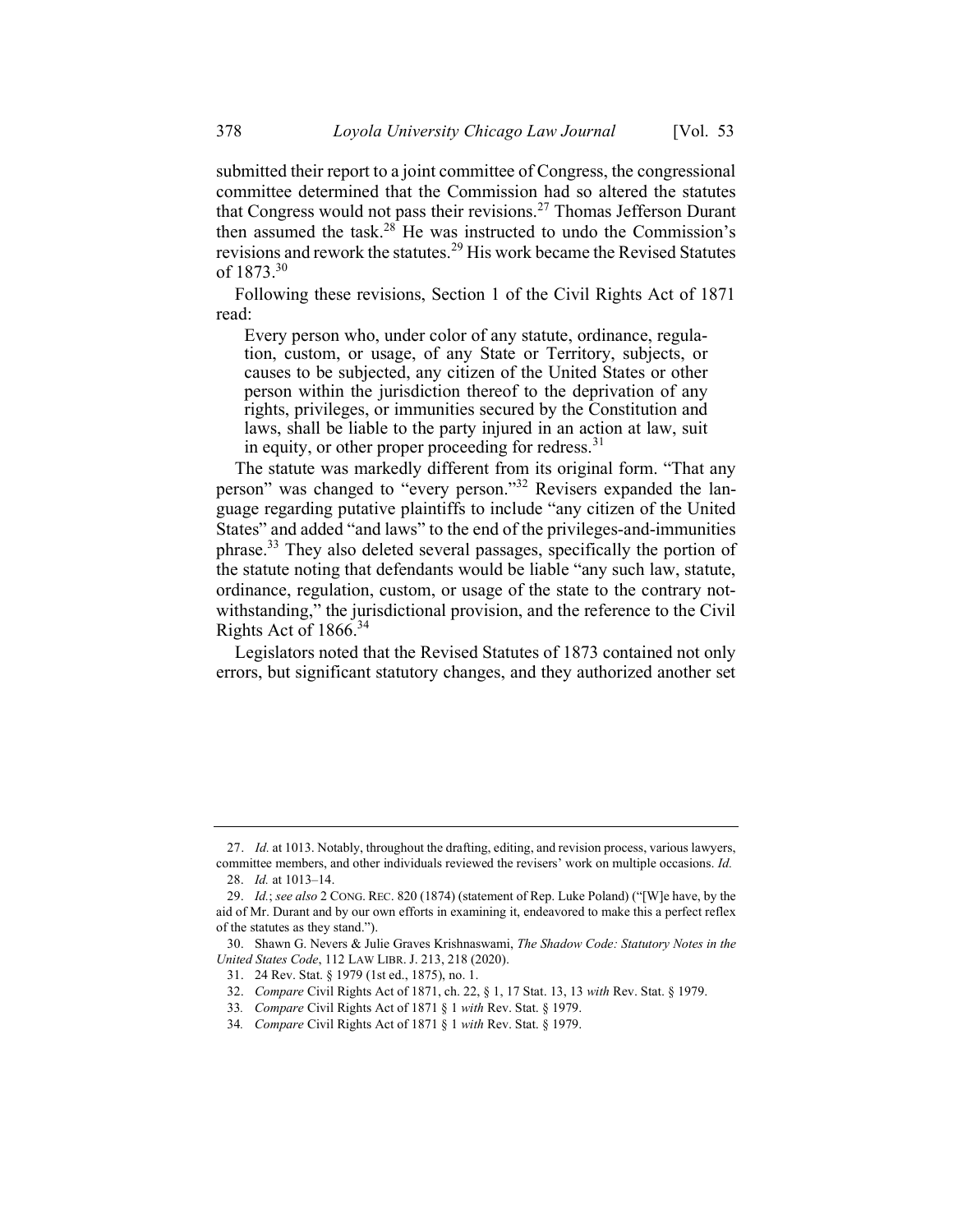submitted their report to a joint committee of Congress, the congressional committee determined that the Commission had so altered the statutes that Congress would not pass their revisions.[27] Thomas Jefferson Durant then assumed the task.[28] He was instructed to undo the Commission's revisions and rework the statutes.[29] His work became the Revised Statutes of 1873.[30]

Following these revisions, Section 1 of the Civil Rights Act of 1871 read:

> Every person who, under color of any statute, ordinance, regulation, custom, or usage, of any State or Territory, subjects, or causes to be subjected, any citizen of the United States or other person within the jurisdiction thereof to the deprivation of any rights, privileges, or immunities secured by the Constitution and laws, shall be liable to the party injured in an action at law, suit in equity, or other proper proceeding for redress.[31]

The statute was markedly different from its original form. "That any person" was changed to "every person."[32] Revisers expanded the language regarding putative plaintiffs to include "any citizen of the United States" and added "and laws" to the end of the privileges-and-immunities phrase.[33] They also deleted several passages, specifically the portion of the statute noting that defendants would be liable "any such law, statute, ordinance, regulation, custom, or usage of the state to the contrary notwithstanding," the jurisdictional provision, and the reference to the Civil Rights Act of 1866.[34]

Legislators noted that the Revised Statutes of 1873 contained not only errors, but significant statutory changes, and they authorized another set

---

27. *Id.* at 1013. Notably, throughout the drafting, editing, and revision process, various lawyers, committee members, and other individuals reviewed the revisers' work on multiple occasions. *Id.*

28. *Id.* at 1013–14.

29. *Id.*; *see also* 2 CONG. REC. 820 (1874) (statement of Rep. Luke Poland) ("[W]e have, by the aid of Mr. Durant and by our own efforts in examining it, endeavored to make this a perfect reflex of the statutes as they stand.").

30. Shawn G. Nevers & Julie Graves Krishnaswami, *The Shadow Code: Statutory Notes in the United States Code*, 112 LAW LIBR. J. 213, 218 (2020).

31. 24 Rev. Stat. § 1979 (1st ed., 1875), no. 1.

32. *Compare* Civil Rights Act of 1871, ch. 22, § 1, 17 Stat. 13, 13 *with* Rev. Stat. § 1979.

33. *Compare* Civil Rights Act of 1871 § 1 *with* Rev. Stat. § 1979.

34. *Compare* Civil Rights Act of 1871 § 1 *with* Rev. Stat. § 1979.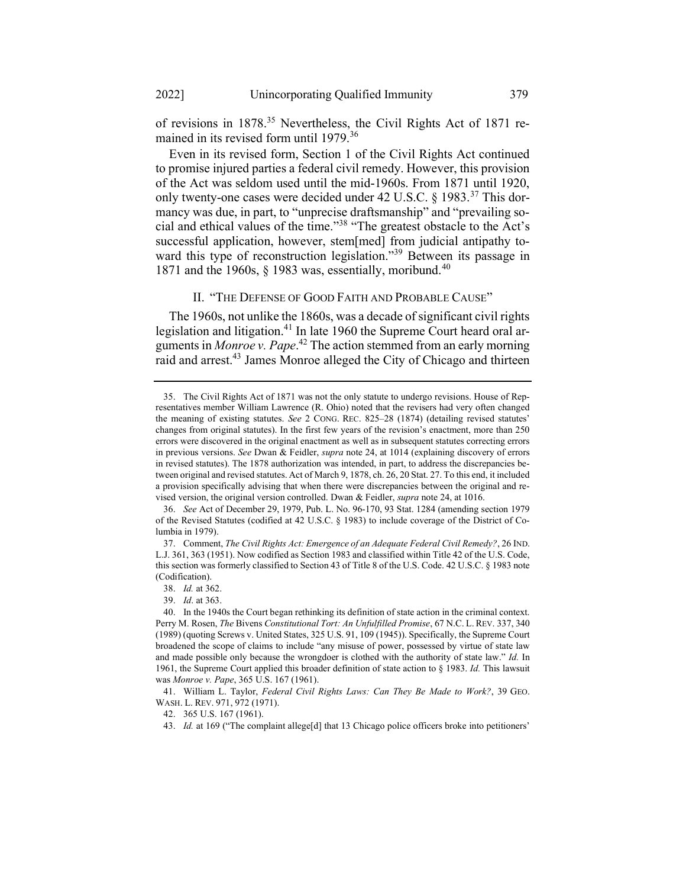of revisions in 1878.[35] Nevertheless, the Civil Rights Act of 1871 remained in its revised form until 1979.[36]

Even in its revised form, Section 1 of the Civil Rights Act continued to promise injured parties a federal civil remedy. However, this provision of the Act was seldom used until the mid-1960s. From 1871 until 1920, only twenty-one cases were decided under 42 U.S.C. § 1983.[37] This dormancy was due, in part, to "unprecise draftsmanship" and "prevailing social and ethical values of the time."[38] "The greatest obstacle to the Act's successful application, however, stem[med] from judicial antipathy toward this type of reconstruction legislation."[39] Between its passage in 1871 and the 1960s, § 1983 was, essentially, moribund.[40]

## II. "THE DEFENSE OF GOOD FAITH AND PROBABLE CAUSE"

The 1960s, not unlike the 1860s, was a decade of significant civil rights legislation and litigation.[41] In late 1960 the Supreme Court heard oral arguments in *Monroe v. Pape*.[42] The action stemmed from an early morning raid and arrest.[43] James Monroe alleged the City of Chicago and thirteen

---

35. The Civil Rights Act of 1871 was not the only statute to undergo revisions. House of Representatives member William Lawrence (R. Ohio) noted that the revisers had very often changed the meaning of existing statutes. *See* 2 CONG. REC. 825–28 (1874) (detailing revised statutes' changes from original statutes). In the first few years of the revision's enactment, more than 250 errors were discovered in the original enactment as well as in subsequent statutes correcting errors in previous versions. *See* Dwan & Feidler, *supra* note 24, at 1014 (explaining discovery of errors in revised statutes). The 1878 authorization was intended, in part, to address the discrepancies between original and revised statutes. Act of March 9, 1878, ch. 26, 20 Stat. 27. To this end, it included a provision specifically advising that when there were discrepancies between the original and revised version, the original version controlled. Dwan & Feidler, *supra* note 24, at 1016.

36. *See* Act of December 29, 1979, Pub. L. No. 96-170, 93 Stat. 1284 (amending section 1979 of the Revised Statutes (codified at 42 U.S.C. § 1983) to include coverage of the District of Columbia in 1979).

37. Comment, *The Civil Rights Act: Emergence of an Adequate Federal Civil Remedy?*, 26 IND. L.J. 361, 363 (1951). Now codified as Section 1983 and classified within Title 42 of the U.S. Code, this section was formerly classified to Section 43 of Title 8 of the U.S. Code. 42 U.S.C. § 1983 note (Codification).

38. *Id.* at 362.

39. *Id*. at 363.

40. In the 1940s the Court began rethinking its definition of state action in the criminal context. Perry M. Rosen, *The* Bivens *Constitutional Tort: An Unfulfilled Promise*, 67 N.C. L. REV. 337, 340 (1989) (quoting Screws v. United States, 325 U.S. 91, 109 (1945)). Specifically, the Supreme Court broadened the scope of claims to include "any misuse of power, possessed by virtue of state law and made possible only because the wrongdoer is clothed with the authority of state law." *Id.* In 1961, the Supreme Court applied this broader definition of state action to § 1983. *Id.* This lawsuit was *Monroe v. Pape*, 365 U.S. 167 (1961).

41. William L. Taylor, *Federal Civil Rights Laws: Can They Be Made to Work?*, 39 GEO. WASH. L. REV. 971, 972 (1971).

42. 365 U.S. 167 (1961).

43. *Id.* at 169 ("The complaint allege[d] that 13 Chicago police officers broke into petitioners'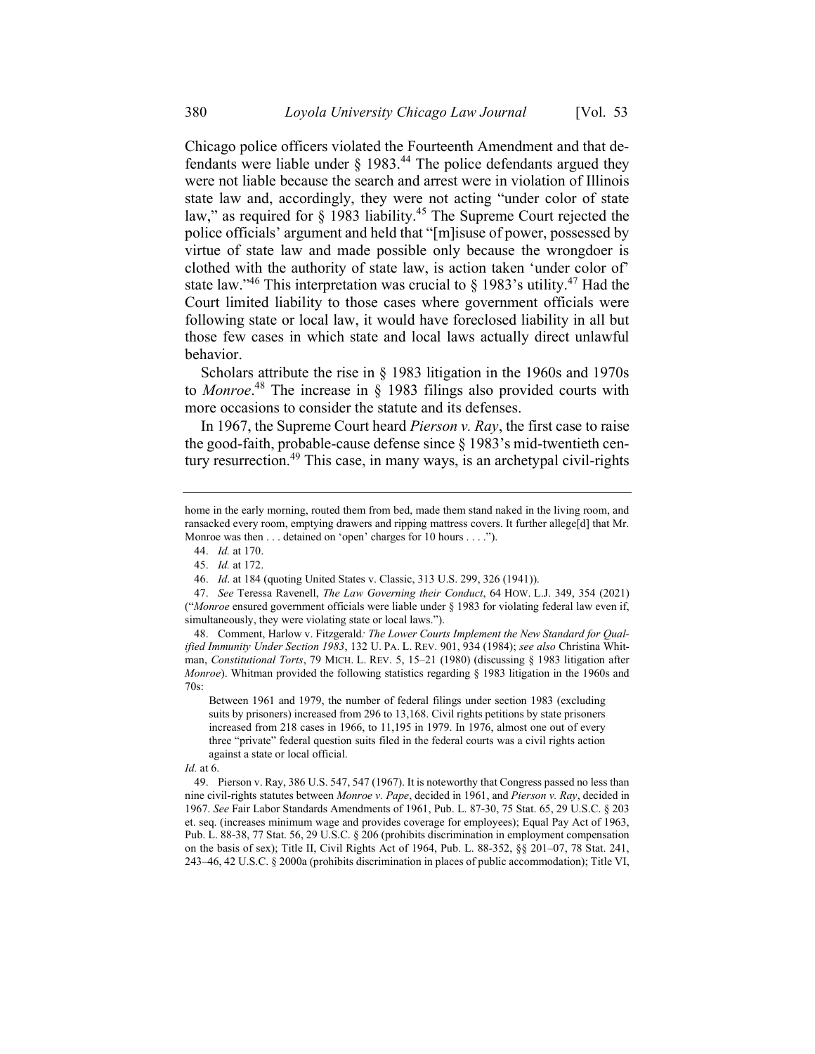Chicago police officers violated the Fourteenth Amendment and that defendants were liable under § 1983.[44] The police defendants argued they were not liable because the search and arrest were in violation of Illinois state law and, accordingly, they were not acting "under color of state law," as required for § 1983 liability.[45] The Supreme Court rejected the police officials' argument and held that "[m]isuse of power, possessed by virtue of state law and made possible only because the wrongdoer is clothed with the authority of state law, is action taken 'under color of' state law."[46] This interpretation was crucial to § 1983's utility.[47] Had the Court limited liability to those cases where government officials were following state or local law, it would have foreclosed liability in all but those few cases in which state and local laws actually direct unlawful behavior.

Scholars attribute the rise in § 1983 litigation in the 1960s and 1970s to *Monroe*.[48] The increase in § 1983 filings also provided courts with more occasions to consider the statute and its defenses.

In 1967, the Supreme Court heard *Pierson v. Ray*, the first case to raise the good-faith, probable-cause defense since § 1983's mid-twentieth century resurrection.[49] This case, in many ways, is an archetypal civil-rights

---

home in the early morning, routed them from bed, made them stand naked in the living room, and ransacked every room, emptying drawers and ripping mattress covers. It further allege[d] that Mr. Monroe was then . . . detained on 'open' charges for 10 hours . . . .").

44. *Id.* at 170.

45. *Id.* at 172.

46. *Id*. at 184 (quoting United States v. Classic, 313 U.S. 299, 326 (1941)).

47. *See* Teressa Ravenell, *The Law Governing their Conduct*, 64 HOW. L.J. 349, 354 (2021) ("*Monroe* ensured government officials were liable under § 1983 for violating federal law even if, simultaneously, they were violating state or local laws.").

48. Comment, Harlow v. Fitzgerald*: The Lower Courts Implement the New Standard for Qualified Immunity Under Section 1983*, 132 U. PA. L. REV. 901, 934 (1984); *see also* Christina Whitman, *Constitutional Torts*, 79 MICH. L. REV. 5, 15–21 (1980) (discussing § 1983 litigation after *Monroe*). Whitman provided the following statistics regarding § 1983 litigation in the 1960s and 70s:

> Between 1961 and 1979, the number of federal filings under section 1983 (excluding suits by prisoners) increased from 296 to 13,168. Civil rights petitions by state prisoners increased from 218 cases in 1966, to 11,195 in 1979. In 1976, almost one out of every three "private" federal question suits filed in the federal courts was a civil rights action against a state or local official.

*Id.* at 6.

49. Pierson v. Ray, 386 U.S. 547, 547 (1967). It is noteworthy that Congress passed no less than nine civil-rights statutes between *Monroe v. Pape*, decided in 1961, and *Pierson v. Ray*, decided in 1967. *See* Fair Labor Standards Amendments of 1961, Pub. L. 87-30, 75 Stat. 65, 29 U.S.C. § 203 et. seq. (increases minimum wage and provides coverage for employees); Equal Pay Act of 1963, Pub. L. 88-38, 77 Stat. 56, 29 U.S.C. § 206 (prohibits discrimination in employment compensation on the basis of sex); Title II, Civil Rights Act of 1964, Pub. L. 88-352, §§ 201–07, 78 Stat. 241, 243–46, 42 U.S.C. § 2000a (prohibits discrimination in places of public accommodation); Title VI,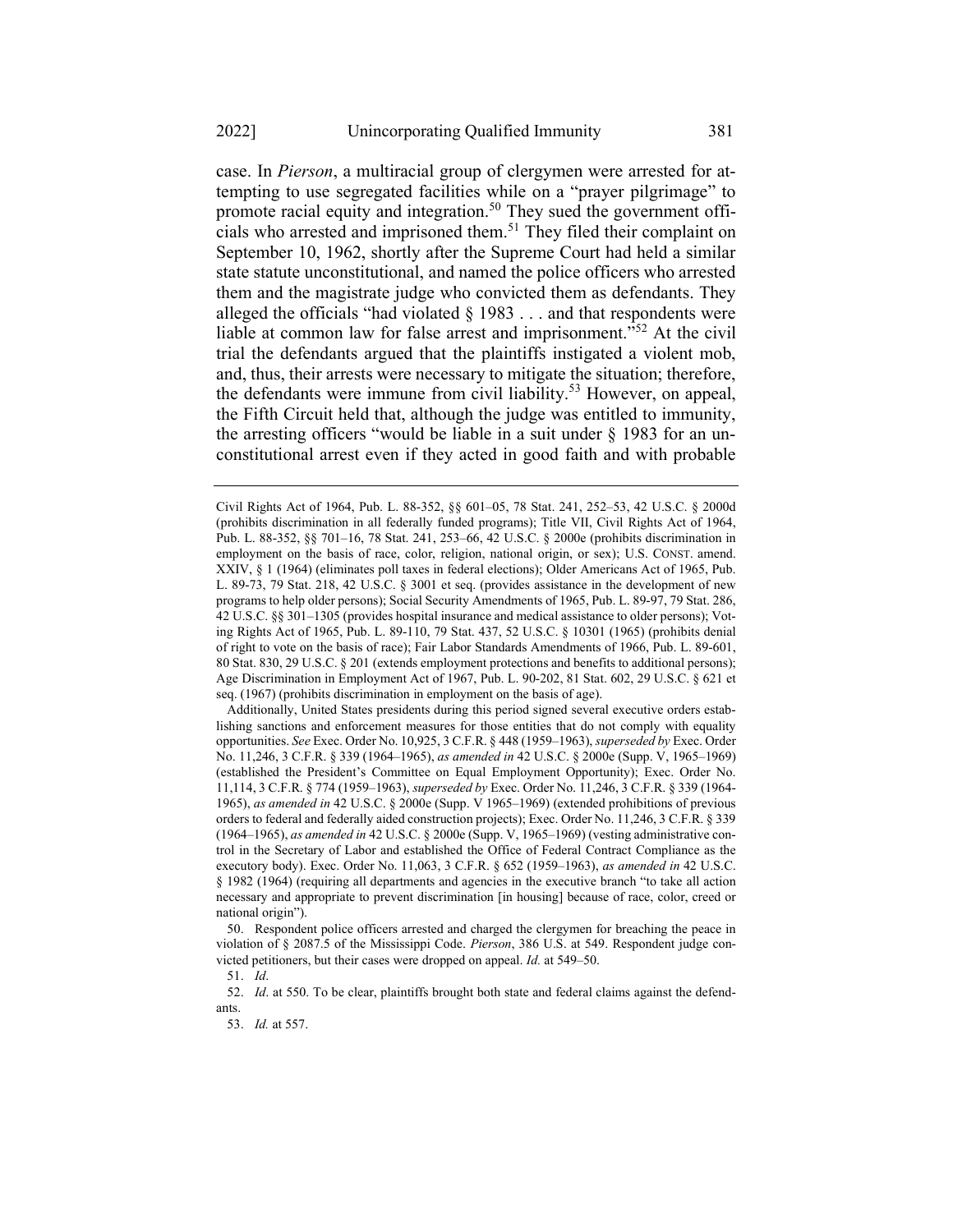case. In *Pierson*, a multiracial group of clergymen were arrested for attempting to use segregated facilities while on a "prayer pilgrimage" to promote racial equity and integration.[50] They sued the government officials who arrested and imprisoned them.[51] They filed their complaint on September 10, 1962, shortly after the Supreme Court had held a similar state statute unconstitutional, and named the police officers who arrested them and the magistrate judge who convicted them as defendants. They alleged the officials "had violated § 1983 . . . and that respondents were liable at common law for false arrest and imprisonment."[52] At the civil trial the defendants argued that the plaintiffs instigated a violent mob, and, thus, their arrests were necessary to mitigate the situation; therefore, the defendants were immune from civil liability.[53] However, on appeal, the Fifth Circuit held that, although the judge was entitled to immunity, the arresting officers "would be liable in a suit under § 1983 for an unconstitutional arrest even if they acted in good faith and with probable

---

Civil Rights Act of 1964, Pub. L. 88-352, §§ 601–05, 78 Stat. 241, 252–53, 42 U.S.C. § 2000d (prohibits discrimination in all federally funded programs); Title VII, Civil Rights Act of 1964, Pub. L. 88-352, §§ 701–16, 78 Stat. 241, 253–66, 42 U.S.C. § 2000e (prohibits discrimination in employment on the basis of race, color, religion, national origin, or sex); U.S. CONST. amend. XXIV, § 1 (1964) (eliminates poll taxes in federal elections); Older Americans Act of 1965, Pub. L. 89-73, 79 Stat. 218, 42 U.S.C. § 3001 et seq. (provides assistance in the development of new programs to help older persons); Social Security Amendments of 1965, Pub. L. 89-97, 79 Stat. 286, 42 U.S.C. §§ 301–1305 (provides hospital insurance and medical assistance to older persons); Voting Rights Act of 1965, Pub. L. 89-110, 79 Stat. 437, 52 U.S.C. § 10301 (1965) (prohibits denial of right to vote on the basis of race); Fair Labor Standards Amendments of 1966, Pub. L. 89-601, 80 Stat. 830, 29 U.S.C. § 201 (extends employment protections and benefits to additional persons); Age Discrimination in Employment Act of 1967, Pub. L. 90-202, 81 Stat. 602, 29 U.S.C. § 621 et seq. (1967) (prohibits discrimination in employment on the basis of age).

Additionally, United States presidents during this period signed several executive orders establishing sanctions and enforcement measures for those entities that do not comply with equality opportunities. *See* Exec. Order No. 10,925, 3 C.F.R. § 448 (1959–1963), *superseded by* Exec. Order No. 11,246, 3 C.F.R. § 339 (1964–1965), *as amended in* 42 U.S.C. § 2000e (Supp. V, 1965–1969) (established the President's Committee on Equal Employment Opportunity); Exec. Order No. 11,114, 3 C.F.R. § 774 (1959–1963), *superseded by* Exec. Order No. 11,246, 3 C.F.R. § 339 (1964-1965), *as amended in* 42 U.S.C. § 2000e (Supp. V 1965–1969) (extended prohibitions of previous orders to federal and federally aided construction projects); Exec. Order No. 11,246, 3 C.F.R. § 339 (1964–1965), *as amended in* 42 U.S.C. § 2000e (Supp. V, 1965–1969) (vesting administrative control in the Secretary of Labor and established the Office of Federal Contract Compliance as the executory body). Exec. Order No. 11,063, 3 C.F.R. § 652 (1959–1963), *as amended in* 42 U.S.C. § 1982 (1964) (requiring all departments and agencies in the executive branch "to take all action necessary and appropriate to prevent discrimination [in housing] because of race, color, creed or national origin").

50. Respondent police officers arrested and charged the clergymen for breaching the peace in violation of § 2087.5 of the Mississippi Code. *Pierson*, 386 U.S. at 549. Respondent judge convicted petitioners, but their cases were dropped on appeal. *Id.* at 549–50.

51. *Id*.

52. *Id*. at 550. To be clear, plaintiffs brought both state and federal claims against the defendants.

53. *Id.* at 557.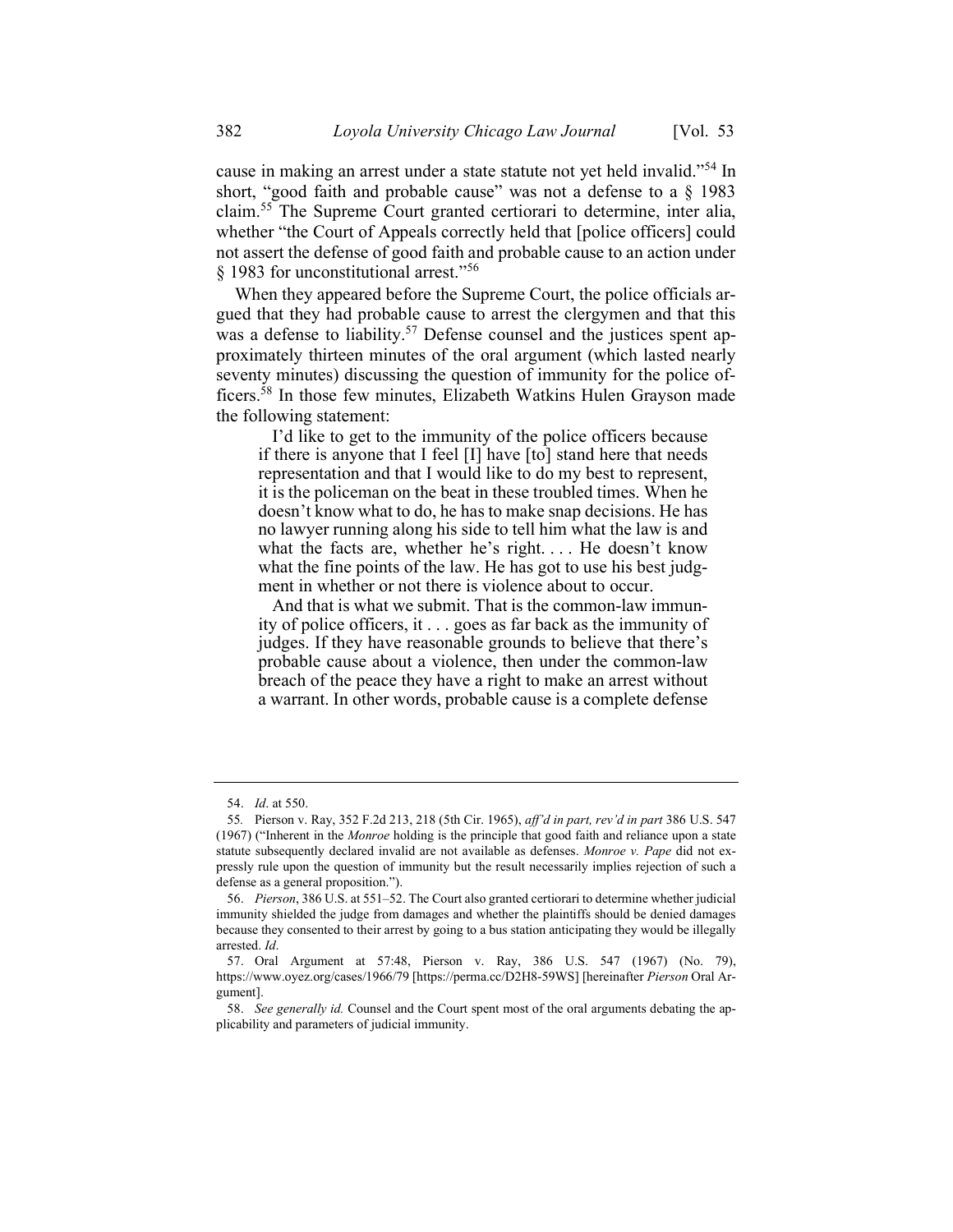cause in making an arrest under a state statute not yet held invalid."[54] In short, "good faith and probable cause" was not a defense to a § 1983 claim.[55] The Supreme Court granted certiorari to determine, inter alia, whether "the Court of Appeals correctly held that [police officers] could not assert the defense of good faith and probable cause to an action under § 1983 for unconstitutional arrest."[56]

When they appeared before the Supreme Court, the police officials argued that they had probable cause to arrest the clergymen and that this was a defense to liability.[57] Defense counsel and the justices spent approximately thirteen minutes of the oral argument (which lasted nearly seventy minutes) discussing the question of immunity for the police officers.[58] In those few minutes, Elizabeth Watkins Hulen Grayson made the following statement:

> I'd like to get to the immunity of the police officers because if there is anyone that I feel [I] have [to] stand here that needs representation and that I would like to do my best to represent, it is the policeman on the beat in these troubled times. When he doesn't know what to do, he has to make snap decisions. He has no lawyer running along his side to tell him what the law is and what the facts are, whether he's right. . . . He doesn't know what the fine points of the law. He has got to use his best judgment in whether or not there is violence about to occur.
>
> And that is what we submit. That is the common-law immunity of police officers, it . . . goes as far back as the immunity of judges. If they have reasonable grounds to believe that there's probable cause about a violence, then under the common-law breach of the peace they have a right to make an arrest without a warrant. In other words, probable cause is a complete defense

---

54. *Id*. at 550.

55. Pierson v. Ray, 352 F.2d 213, 218 (5th Cir. 1965), *aff'd in part, rev'd in part* 386 U.S. 547 (1967) ("Inherent in the *Monroe* holding is the principle that good faith and reliance upon a state statute subsequently declared invalid are not available as defenses. *Monroe v. Pape* did not expressly rule upon the question of immunity but the result necessarily implies rejection of such a defense as a general proposition.").

56. *Pierson*, 386 U.S. at 551–52. The Court also granted certiorari to determine whether judicial immunity shielded the judge from damages and whether the plaintiffs should be denied damages because they consented to their arrest by going to a bus station anticipating they would be illegally arrested. *Id*.

57. Oral Argument at 57:48, Pierson v. Ray, 386 U.S. 547 (1967) (No. 79), https://www.oyez.org/cases/1966/79 [https://perma.cc/D2H8-59WS] [hereinafter *Pierson* Oral Argument].

58. *See generally id.* Counsel and the Court spent most of the oral arguments debating the applicability and parameters of judicial immunity.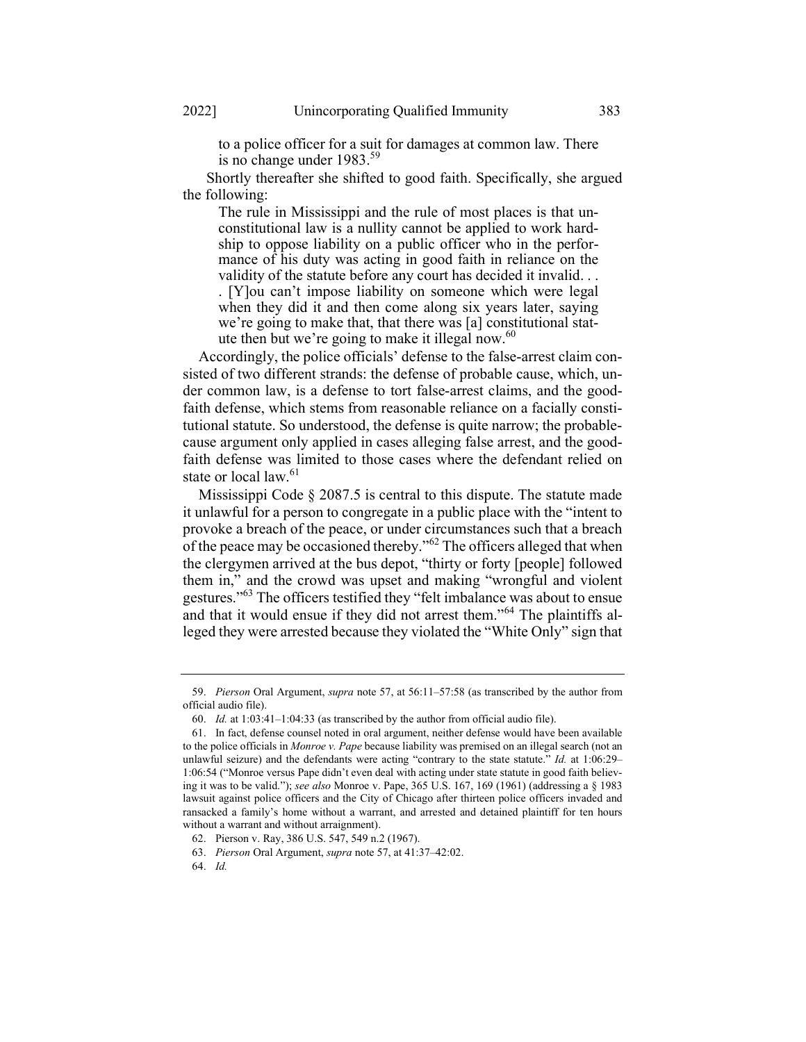> to a police officer for a suit for damages at common law. There is no change under 1983.[59]

Shortly thereafter she shifted to good faith. Specifically, she argued the following:

> The rule in Mississippi and the rule of most places is that unconstitutional law is a nullity cannot be applied to work hardship to oppose liability on a public officer who in the performance of his duty was acting in good faith in reliance on the validity of the statute before any court has decided it invalid. . . . [Y]ou can't impose liability on someone which were legal when they did it and then come along six years later, saying we're going to make that, that there was [a] constitutional statute then but we're going to make it illegal now.[60]

Accordingly, the police officials' defense to the false-arrest claim consisted of two different strands: the defense of probable cause, which, under common law, is a defense to tort false-arrest claims, and the good-faith defense, which stems from reasonable reliance on a facially constitutional statute. So understood, the defense is quite narrow; the probable-cause argument only applied in cases alleging false arrest, and the good-faith defense was limited to those cases where the defendant relied on state or local law.[61]

Mississippi Code § 2087.5 is central to this dispute. The statute made it unlawful for a person to congregate in a public place with the "intent to provoke a breach of the peace, or under circumstances such that a breach of the peace may be occasioned thereby."[62] The officers alleged that when the clergymen arrived at the bus depot, "thirty or forty [people] followed them in," and the crowd was upset and making "wrongful and violent gestures."[63] The officers testified they "felt imbalance was about to ensue and that it would ensue if they did not arrest them."[64] The plaintiffs alleged they were arrested because they violated the "White Only" sign that

---

59. *Pierson* Oral Argument, *supra* note 57, at 56:11–57:58 (as transcribed by the author from official audio file).

60. *Id.* at 1:03:41–1:04:33 (as transcribed by the author from official audio file).

61. In fact, defense counsel noted in oral argument, neither defense would have been available to the police officials in *Monroe v. Pape* because liability was premised on an illegal search (not an unlawful seizure) and the defendants were acting "contrary to the state statute." *Id.* at 1:06:29–1:06:54 ("Monroe versus Pape didn't even deal with acting under state statute in good faith believing it was to be valid."); *see also* Monroe v. Pape, 365 U.S. 167, 169 (1961) (addressing a § 1983 lawsuit against police officers and the City of Chicago after thirteen police officers invaded and ransacked a family's home without a warrant, and arrested and detained plaintiff for ten hours without a warrant and without arraignment).

62. Pierson v. Ray, 386 U.S. 547, 549 n.2 (1967).

63. *Pierson* Oral Argument, *supra* note 57, at 41:37–42:02.

64. *Id.*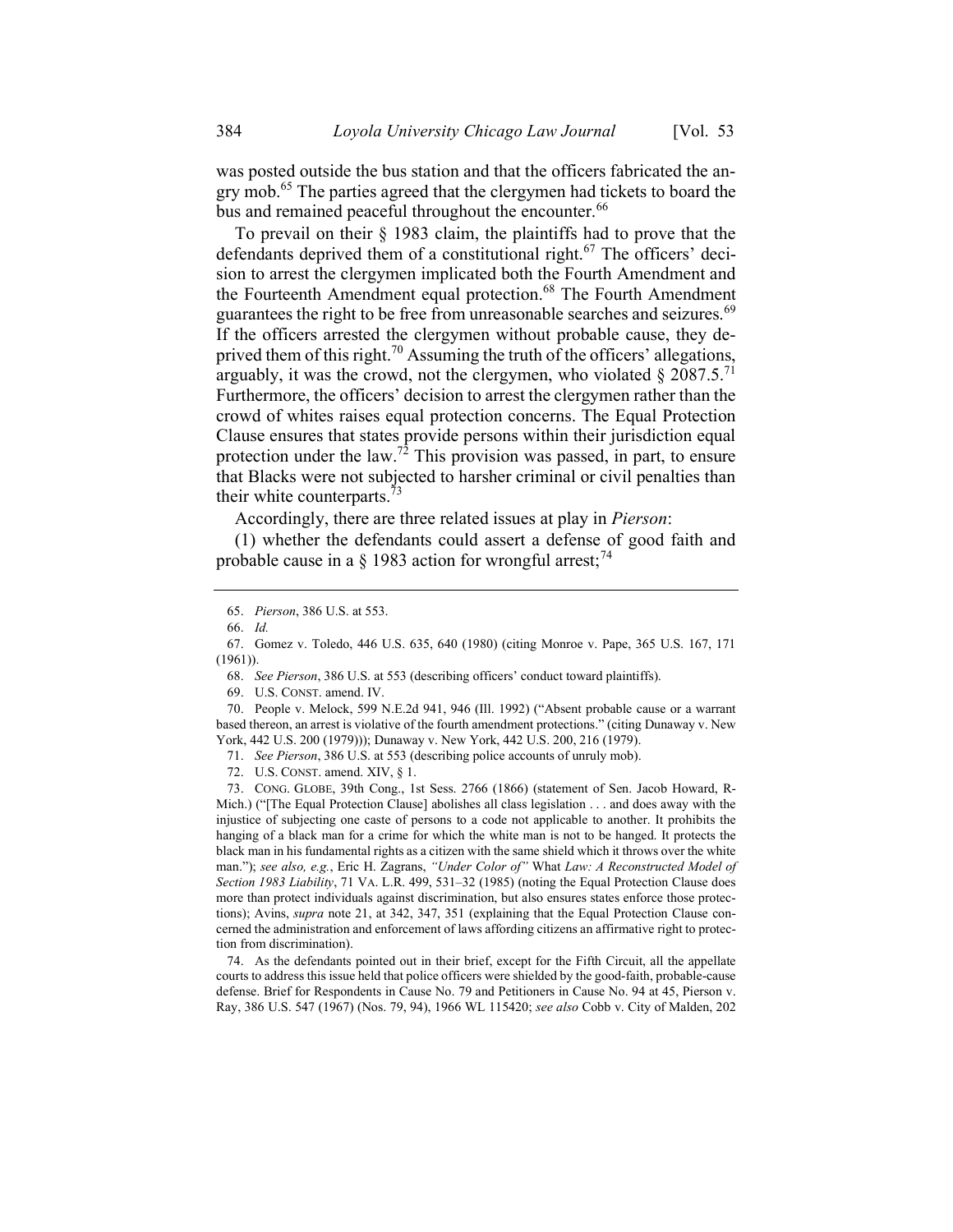was posted outside the bus station and that the officers fabricated the angry mob.[65] The parties agreed that the clergymen had tickets to board the bus and remained peaceful throughout the encounter.[66]

To prevail on their § 1983 claim, the plaintiffs had to prove that the defendants deprived them of a constitutional right.[67] The officers' decision to arrest the clergymen implicated both the Fourth Amendment and the Fourteenth Amendment equal protection.[68] The Fourth Amendment guarantees the right to be free from unreasonable searches and seizures.[69] If the officers arrested the clergymen without probable cause, they deprived them of this right.[70] Assuming the truth of the officers' allegations, arguably, it was the crowd, not the clergymen, who violated § 2087.5.[71] Furthermore, the officers' decision to arrest the clergymen rather than the crowd of whites raises equal protection concerns. The Equal Protection Clause ensures that states provide persons within their jurisdiction equal protection under the law.[72] This provision was passed, in part, to ensure that Blacks were not subjected to harsher criminal or civil penalties than their white counterparts.[73]

Accordingly, there are three related issues at play in *Pierson*:

(1) whether the defendants could assert a defense of good faith and probable cause in a § 1983 action for wrongful arrest;[74]

---

65. *Pierson*, 386 U.S. at 553.

66. *Id.*

67. Gomez v. Toledo, 446 U.S. 635, 640 (1980) (citing Monroe v. Pape, 365 U.S. 167, 171 (1961)).

68. *See Pierson*, 386 U.S. at 553 (describing officers' conduct toward plaintiffs).

69. U.S. CONST. amend. IV.

70. People v. Melock, 599 N.E.2d 941, 946 (Ill. 1992) ("Absent probable cause or a warrant based thereon, an arrest is violative of the fourth amendment protections." (citing Dunaway v. New York, 442 U.S. 200 (1979))); Dunaway v. New York, 442 U.S. 200, 216 (1979).

71. *See Pierson*, 386 U.S. at 553 (describing police accounts of unruly mob).

72. U.S. CONST. amend. XIV, § 1.

73. CONG. GLOBE, 39th Cong., 1st Sess. 2766 (1866) (statement of Sen. Jacob Howard, R-Mich.) ("[The Equal Protection Clause] abolishes all class legislation . . . and does away with the injustice of subjecting one caste of persons to a code not applicable to another. It prohibits the hanging of a black man for a crime for which the white man is not to be hanged. It protects the black man in his fundamental rights as a citizen with the same shield which it throws over the white man."); *see also, e.g.*, Eric H. Zagrans, *"Under Color of" What Law: A Reconstructed Model of Section 1983 Liability*, 71 VA. L.R. 499, 531–32 (1985) (noting the Equal Protection Clause does more than protect individuals against discrimination, but also ensures states enforce those protections); Avins, *supra* note 21, at 342, 347, 351 (explaining that the Equal Protection Clause concerned the administration and enforcement of laws affording citizens an affirmative right to protection from discrimination).

74. As the defendants pointed out in their brief, except for the Fifth Circuit, all the appellate courts to address this issue held that police officers were shielded by the good-faith, probable-cause defense. Brief for Respondents in Cause No. 79 and Petitioners in Cause No. 94 at 45, Pierson v. Ray, 386 U.S. 547 (1967) (Nos. 79, 94), 1966 WL 115420; *see also* Cobb v. City of Malden, 202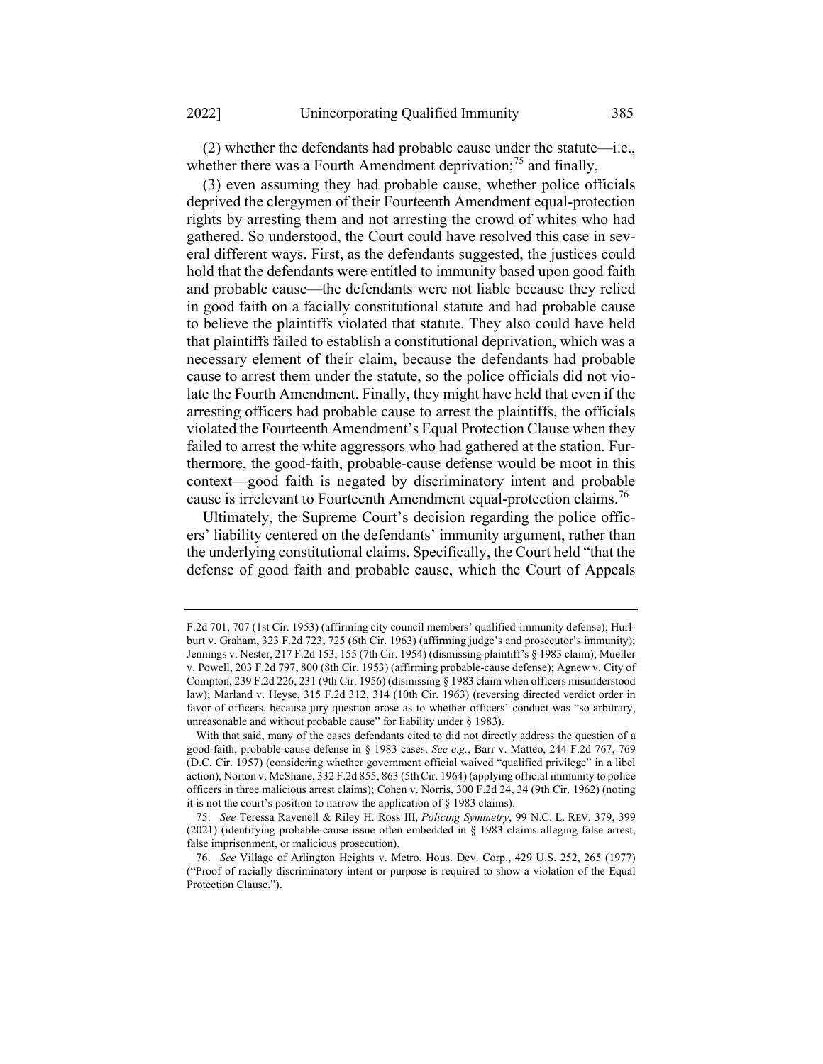(2) whether the defendants had probable cause under the statute—i.e., whether there was a Fourth Amendment deprivation;[75] and finally,

(3) even assuming they had probable cause, whether police officials deprived the clergymen of their Fourteenth Amendment equal-protection rights by arresting them and not arresting the crowd of whites who had gathered. So understood, the Court could have resolved this case in several different ways. First, as the defendants suggested, the justices could hold that the defendants were entitled to immunity based upon good faith and probable cause—the defendants were not liable because they relied in good faith on a facially constitutional statute and had probable cause to believe the plaintiffs violated that statute. They also could have held that plaintiffs failed to establish a constitutional deprivation, which was a necessary element of their claim, because the defendants had probable cause to arrest them under the statute, so the police officials did not violate the Fourth Amendment. Finally, they might have held that even if the arresting officers had probable cause to arrest the plaintiffs, the officials violated the Fourteenth Amendment's Equal Protection Clause when they failed to arrest the white aggressors who had gathered at the station. Furthermore, the good-faith, probable-cause defense would be moot in this context—good faith is negated by discriminatory intent and probable cause is irrelevant to Fourteenth Amendment equal-protection claims.[76]

Ultimately, the Supreme Court's decision regarding the police officers' liability centered on the defendants' immunity argument, rather than the underlying constitutional claims. Specifically, the Court held "that the defense of good faith and probable cause, which the Court of Appeals

---

F.2d 701, 707 (1st Cir. 1953) (affirming city council members' qualified-immunity defense); Hurlburt v. Graham, 323 F.2d 723, 725 (6th Cir. 1963) (affirming judge's and prosecutor's immunity); Jennings v. Nester, 217 F.2d 153, 155 (7th Cir. 1954) (dismissing plaintiff's § 1983 claim); Mueller v. Powell, 203 F.2d 797, 800 (8th Cir. 1953) (affirming probable-cause defense); Agnew v. City of Compton, 239 F.2d 226, 231 (9th Cir. 1956) (dismissing § 1983 claim when officers misunderstood law); Marland v. Heyse, 315 F.2d 312, 314 (10th Cir. 1963) (reversing directed verdict order in favor of officers, because jury question arose as to whether officers' conduct was "so arbitrary, unreasonable and without probable cause" for liability under § 1983).

With that said, many of the cases defendants cited to did not directly address the question of a good-faith, probable-cause defense in § 1983 cases. *See e.g.*, Barr v. Matteo, 244 F.2d 767, 769 (D.C. Cir. 1957) (considering whether government official waived "qualified privilege" in a libel action); Norton v. McShane, 332 F.2d 855, 863 (5th Cir. 1964) (applying official immunity to police officers in three malicious arrest claims); Cohen v. Norris, 300 F.2d 24, 34 (9th Cir. 1962) (noting it is not the court's position to narrow the application of § 1983 claims).

75. *See* Teressa Ravenell & Riley H. Ross III, *Policing Symmetry*, 99 N.C. L. REV. 379, 399 (2021) (identifying probable-cause issue often embedded in § 1983 claims alleging false arrest, false imprisonment, or malicious prosecution).

76. *See* Village of Arlington Heights v. Metro. Hous. Dev. Corp., 429 U.S. 252, 265 (1977) ("Proof of racially discriminatory intent or purpose is required to show a violation of the Equal Protection Clause.").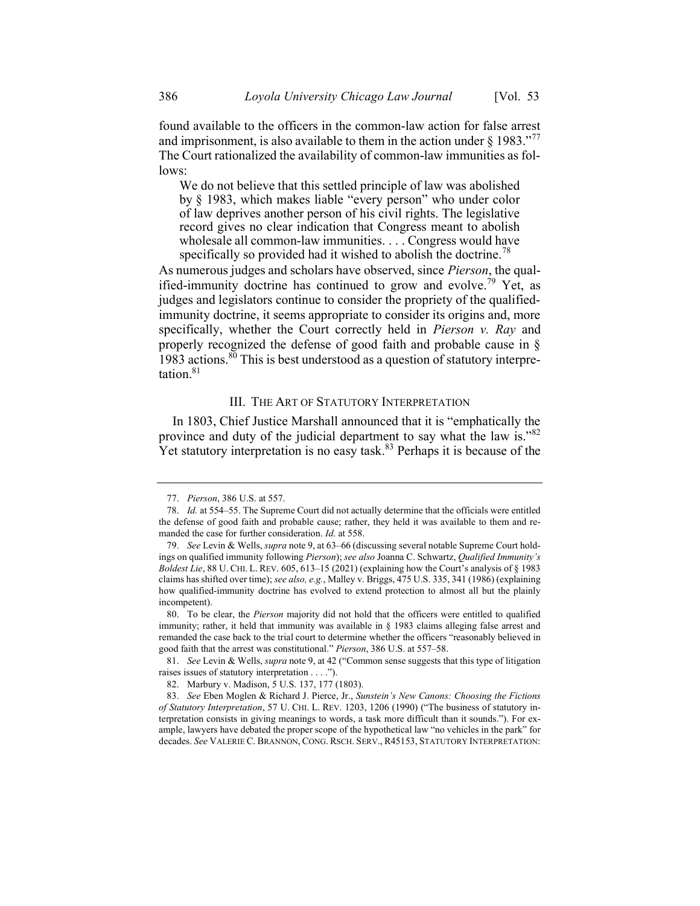found available to the officers in the common-law action for false arrest and imprisonment, is also available to them in the action under § 1983."[77] The Court rationalized the availability of common-law immunities as follows:

> We do not believe that this settled principle of law was abolished by § 1983, which makes liable "every person" who under color of law deprives another person of his civil rights. The legislative record gives no clear indication that Congress meant to abolish wholesale all common-law immunities. . . . Congress would have specifically so provided had it wished to abolish the doctrine.[78]

As numerous judges and scholars have observed, since *Pierson*, the qualified-immunity doctrine has continued to grow and evolve.[79] Yet, as judges and legislators continue to consider the propriety of the qualified-immunity doctrine, it seems appropriate to consider its origins and, more specifically, whether the Court correctly held in *Pierson v. Ray* and properly recognized the defense of good faith and probable cause in § 1983 actions.[80] This is best understood as a question of statutory interpretation.[81]

## III. THE ART OF STATUTORY INTERPRETATION

In 1803, Chief Justice Marshall announced that it is "emphatically the province and duty of the judicial department to say what the law is."[82] Yet statutory interpretation is no easy task.[83] Perhaps it is because of the

---

77. *Pierson*, 386 U.S. at 557.

78. *Id.* at 554–55. The Supreme Court did not actually determine that the officials were entitled the defense of good faith and probable cause; rather, they held it was available to them and remanded the case for further consideration. *Id.* at 558.

79. *See* Levin & Wells, *supra* note 9, at 63–66 (discussing several notable Supreme Court holdings on qualified immunity following *Pierson*); *see also* Joanna C. Schwartz, *Qualified Immunity's Boldest Lie*, 88 U. CHI. L. REV. 605, 613–15 (2021) (explaining how the Court's analysis of § 1983 claims has shifted over time); *see also, e.g.*, Malley v. Briggs, 475 U.S. 335, 341 (1986) (explaining how qualified-immunity doctrine has evolved to extend protection to almost all but the plainly incompetent).

80. To be clear, the *Pierson* majority did not hold that the officers were entitled to qualified immunity; rather, it held that immunity was available in § 1983 claims alleging false arrest and remanded the case back to the trial court to determine whether the officers "reasonably believed in good faith that the arrest was constitutional." *Pierson*, 386 U.S. at 557–58.

81. *See* Levin & Wells, *supra* note 9, at 42 ("Common sense suggests that this type of litigation raises issues of statutory interpretation . . . .").

82. Marbury v. Madison, 5 U.S. 137, 177 (1803).

83. *See* Eben Moglen & Richard J. Pierce, Jr., *Sunstein's New Canons: Choosing the Fictions of Statutory Interpretation*, 57 U. CHI. L. REV. 1203, 1206 (1990) ("The business of statutory interpretation consists in giving meanings to words, a task more difficult than it sounds."). For example, lawyers have debated the proper scope of the hypothetical law "no vehicles in the park" for decades. *See* VALERIE C. BRANNON, CONG. RSCH. SERV., R45153, STATUTORY INTERPRETATION: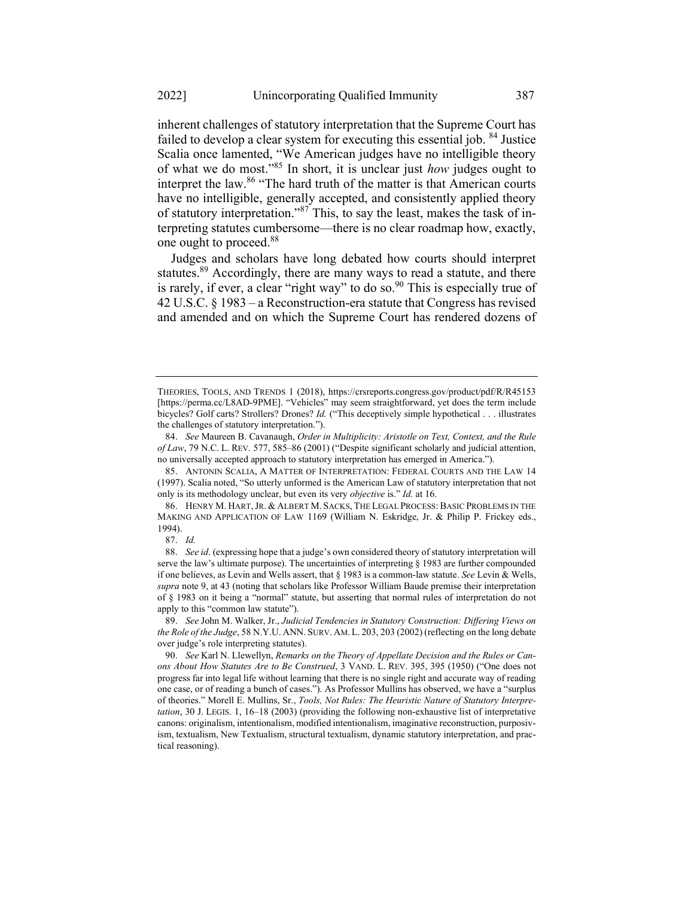inherent challenges of statutory interpretation that the Supreme Court has failed to develop a clear system for executing this essential job. [84] Justice Scalia once lamented, "We American judges have no intelligible theory of what we do most."[85] In short, it is unclear just *how* judges ought to interpret the law.[86] "The hard truth of the matter is that American courts have no intelligible, generally accepted, and consistently applied theory of statutory interpretation."[87] This, to say the least, makes the task of interpreting statutes cumbersome—there is no clear roadmap how, exactly, one ought to proceed.[88]

Judges and scholars have long debated how courts should interpret statutes.[89] Accordingly, there are many ways to read a statute, and there is rarely, if ever, a clear "right way" to do so.[90] This is especially true of 42 U.S.C. § 1983 – a Reconstruction-era statute that Congress has revised and amended and on which the Supreme Court has rendered dozens of

---

THEORIES, TOOLS, AND TRENDS 1 (2018), https://crsreports.congress.gov/product/pdf/R/R45153 [https://perma.cc/L8AD-9PME]. "Vehicles" may seem straightforward, yet does the term include bicycles? Golf carts? Strollers? Drones? *Id.* ("This deceptively simple hypothetical . . . illustrates the challenges of statutory interpretation.").

84. *See* Maureen B. Cavanaugh, *Order in Multiplicity: Aristotle on Text, Context, and the Rule of Law*, 79 N.C. L. REV. 577, 585–86 (2001) ("Despite significant scholarly and judicial attention, no universally accepted approach to statutory interpretation has emerged in America.").

85. ANTONIN SCALIA, A MATTER OF INTERPRETATION: FEDERAL COURTS AND THE LAW 14 (1997). Scalia noted, "So utterly unformed is the American Law of statutory interpretation that not only is its methodology unclear, but even its very *objective* is." *Id.* at 16.

86. HENRY M. HART, JR. & ALBERT M. SACKS, THE LEGAL PROCESS: BASIC PROBLEMS IN THE MAKING AND APPLICATION OF LAW 1169 (William N. Eskridge, Jr. & Philip P. Frickey eds., 1994).

87. *Id.*

88. *See id*. (expressing hope that a judge's own considered theory of statutory interpretation will serve the law's ultimate purpose). The uncertainties of interpreting § 1983 are further compounded if one believes, as Levin and Wells assert, that § 1983 is a common-law statute. *See* Levin & Wells, *supra* note 9, at 43 (noting that scholars like Professor William Baude premise their interpretation of § 1983 on it being a "normal" statute, but asserting that normal rules of interpretation do not apply to this "common law statute").

89. *See* John M. Walker, Jr., *Judicial Tendencies in Statutory Construction: Differing Views on the Role of the Judge*, 58 N.Y.U. ANN. SURV. AM. L. 203, 203 (2002) (reflecting on the long debate over judge's role interpreting statutes).

90. *See* Karl N. Llewellyn, *Remarks on the Theory of Appellate Decision and the Rules or Canons About How Statutes Are to Be Construed*, 3 VAND. L. REV. 395, 395 (1950) ("One does not progress far into legal life without learning that there is no single right and accurate way of reading one case, or of reading a bunch of cases."). As Professor Mullins has observed, we have a "surplus of theories." Morell E. Mullins, Sr., *Tools, Not Rules: The Heuristic Nature of Statutory Interpretation*, 30 J. LEGIS. 1, 16–18 (2003) (providing the following non-exhaustive list of interpretative canons: originalism, intentionalism, modified intentionalism, imaginative reconstruction, purposivism, textualism, New Textualism, structural textualism, dynamic statutory interpretation, and practical reasoning).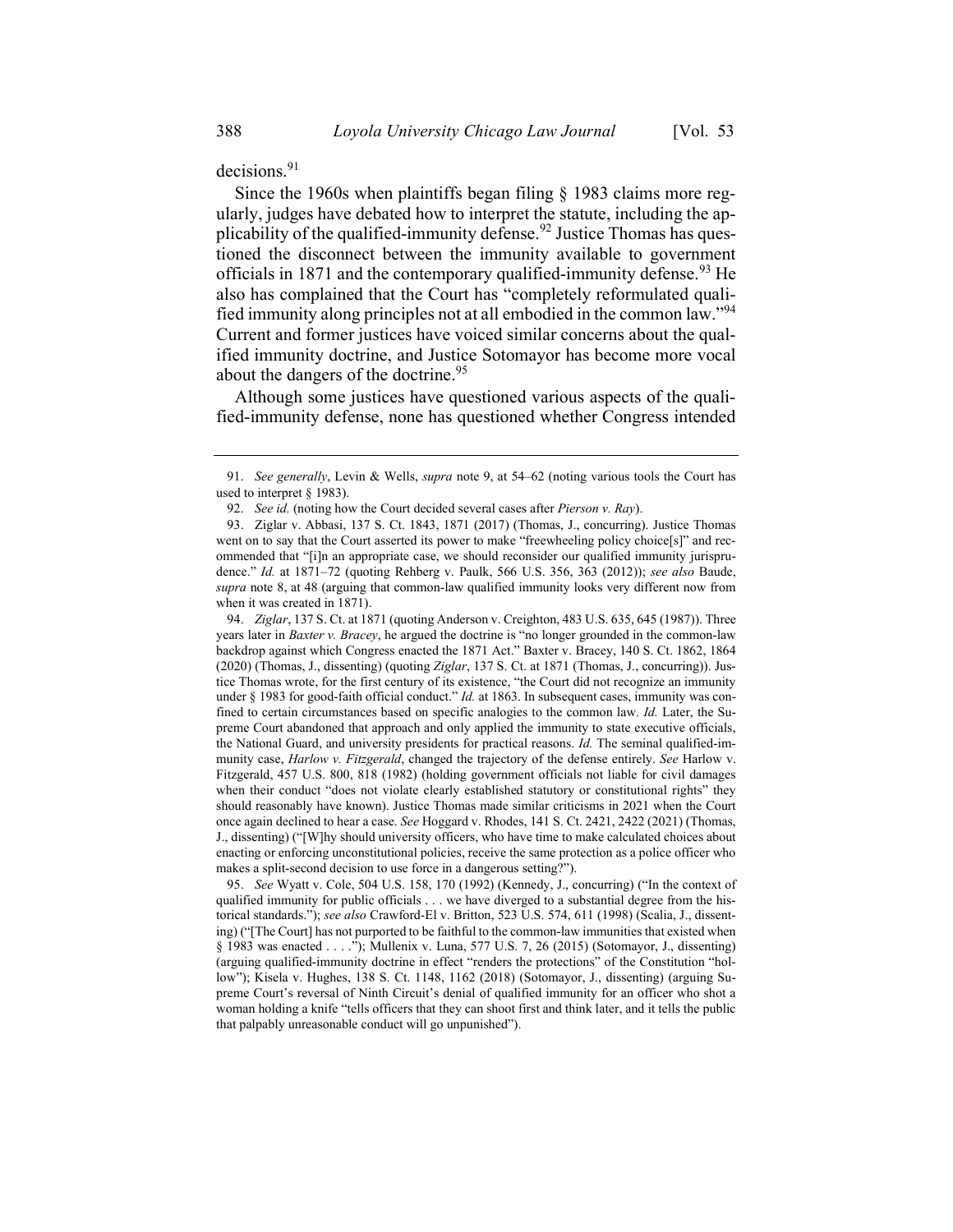decisions.[91]

Since the 1960s when plaintiffs began filing § 1983 claims more regularly, judges have debated how to interpret the statute, including the applicability of the qualified-immunity defense.[92] Justice Thomas has questioned the disconnect between the immunity available to government officials in 1871 and the contemporary qualified-immunity defense.[93] He also has complained that the Court has "completely reformulated qualified immunity along principles not at all embodied in the common law."[94] Current and former justices have voiced similar concerns about the qualified immunity doctrine, and Justice Sotomayor has become more vocal about the dangers of the doctrine.[95]

Although some justices have questioned various aspects of the qualified-immunity defense, none has questioned whether Congress intended

---

91. *See generally*, Levin & Wells, *supra* note 9, at 54–62 (noting various tools the Court has used to interpret § 1983).

92. *See id.* (noting how the Court decided several cases after *Pierson v. Ray*).

93. Ziglar v. Abbasi, 137 S. Ct. 1843, 1871 (2017) (Thomas, J., concurring). Justice Thomas went on to say that the Court asserted its power to make "freewheeling policy choice[s]" and recommended that "[i]n an appropriate case, we should reconsider our qualified immunity jurisprudence." *Id.* at 1871–72 (quoting Rehberg v. Paulk, 566 U.S. 356, 363 (2012)); *see also* Baude, *supra* note 8, at 48 (arguing that common-law qualified immunity looks very different now from when it was created in 1871).

94. *Ziglar*, 137 S. Ct. at 1871 (quoting Anderson v. Creighton, 483 U.S. 635, 645 (1987)). Three years later in *Baxter v. Bracey*, he argued the doctrine is "no longer grounded in the common-law backdrop against which Congress enacted the 1871 Act." Baxter v. Bracey, 140 S. Ct. 1862, 1864 (2020) (Thomas, J., dissenting) (quoting *Ziglar*, 137 S. Ct. at 1871 (Thomas, J., concurring)). Justice Thomas wrote, for the first century of its existence, "the Court did not recognize an immunity under § 1983 for good-faith official conduct." *Id.* at 1863. In subsequent cases, immunity was confined to certain circumstances based on specific analogies to the common law. *Id.* Later, the Supreme Court abandoned that approach and only applied the immunity to state executive officials, the National Guard, and university presidents for practical reasons. *Id.* The seminal qualified-immunity case, *Harlow v. Fitzgerald*, changed the trajectory of the defense entirely. *See* Harlow v. Fitzgerald, 457 U.S. 800, 818 (1982) (holding government officials not liable for civil damages when their conduct "does not violate clearly established statutory or constitutional rights" they should reasonably have known). Justice Thomas made similar criticisms in 2021 when the Court once again declined to hear a case. *See* Hoggard v. Rhodes, 141 S. Ct. 2421, 2422 (2021) (Thomas, J., dissenting) ("[W]hy should university officers, who have time to make calculated choices about enacting or enforcing unconstitutional policies, receive the same protection as a police officer who makes a split-second decision to use force in a dangerous setting?").

95. *See* Wyatt v. Cole, 504 U.S. 158, 170 (1992) (Kennedy, J., concurring) ("In the context of qualified immunity for public officials . . . we have diverged to a substantial degree from the historical standards."); *see also* Crawford-El v. Britton, 523 U.S. 574, 611 (1998) (Scalia, J., dissenting) ("[The Court] has not purported to be faithful to the common-law immunities that existed when § 1983 was enacted . . . ."); Mullenix v. Luna, 577 U.S. 7, 26 (2015) (Sotomayor, J., dissenting) (arguing qualified-immunity doctrine in effect "renders the protections" of the Constitution "hollow"); Kisela v. Hughes, 138 S. Ct. 1148, 1162 (2018) (Sotomayor, J., dissenting) (arguing Supreme Court's reversal of Ninth Circuit's denial of qualified immunity for an officer who shot a woman holding a knife "tells officers that they can shoot first and think later, and it tells the public that palpably unreasonable conduct will go unpunished").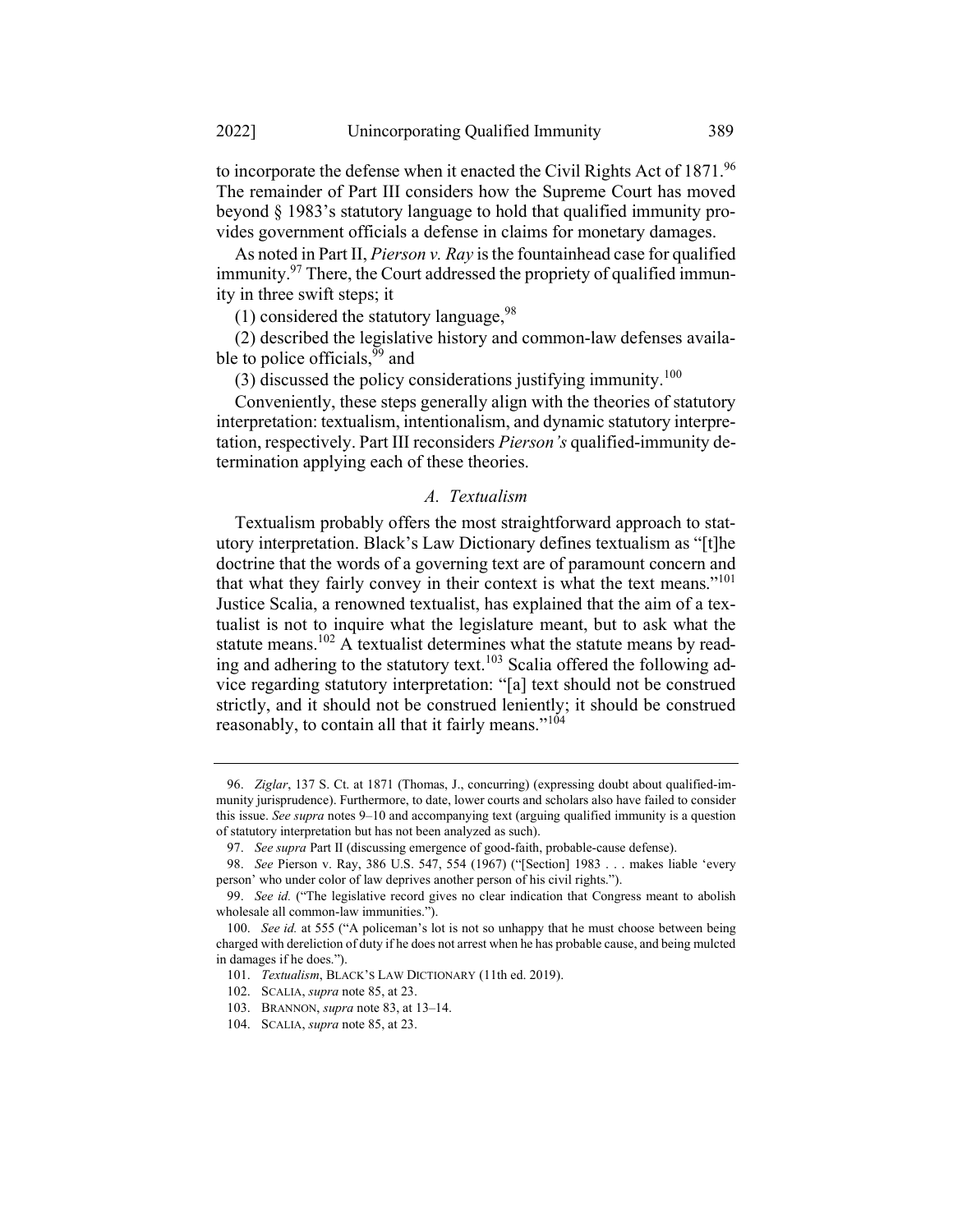to incorporate the defense when it enacted the Civil Rights Act of 1871.[96] The remainder of Part III considers how the Supreme Court has moved beyond § 1983's statutory language to hold that qualified immunity provides government officials a defense in claims for monetary damages.

As noted in Part II, *Pierson v. Ray* is the fountainhead case for qualified immunity.[97] There, the Court addressed the propriety of qualified immunity in three swift steps; it

(1) considered the statutory language,[98]

(2) described the legislative history and common-law defenses available to police officials,[99] and

(3) discussed the policy considerations justifying immunity.[100]

Conveniently, these steps generally align with the theories of statutory interpretation: textualism, intentionalism, and dynamic statutory interpretation, respectively. Part III reconsiders *Pierson's* qualified-immunity determination applying each of these theories.

### *A. Textualism*

Textualism probably offers the most straightforward approach to statutory interpretation. Black's Law Dictionary defines textualism as "[t]he doctrine that the words of a governing text are of paramount concern and that what they fairly convey in their context is what the text means."[101] Justice Scalia, a renowned textualist, has explained that the aim of a textualist is not to inquire what the legislature meant, but to ask what the statute means.[102] A textualist determines what the statute means by reading and adhering to the statutory text.[103] Scalia offered the following advice regarding statutory interpretation: "[a] text should not be construed strictly, and it should not be construed leniently; it should be construed reasonably, to contain all that it fairly means."[104]

---

96. *Ziglar*, 137 S. Ct. at 1871 (Thomas, J., concurring) (expressing doubt about qualified-immunity jurisprudence). Furthermore, to date, lower courts and scholars also have failed to consider this issue. *See supra* notes 9–10 and accompanying text (arguing qualified immunity is a question of statutory interpretation but has not been analyzed as such).

97. *See supra* Part II (discussing emergence of good-faith, probable-cause defense).

98. *See* Pierson v. Ray, 386 U.S. 547, 554 (1967) ("[Section] 1983 . . . makes liable 'every person' who under color of law deprives another person of his civil rights.").

99. *See id.* ("The legislative record gives no clear indication that Congress meant to abolish wholesale all common-law immunities.").

100. *See id.* at 555 ("A policeman's lot is not so unhappy that he must choose between being charged with dereliction of duty if he does not arrest when he has probable cause, and being mulcted in damages if he does.").

101. *Textualism*, BLACK'S LAW DICTIONARY (11th ed. 2019).

102. SCALIA, *supra* note 85, at 23.

103. BRANNON, *supra* note 83, at 13–14.

104. SCALIA, *supra* note 85, at 23.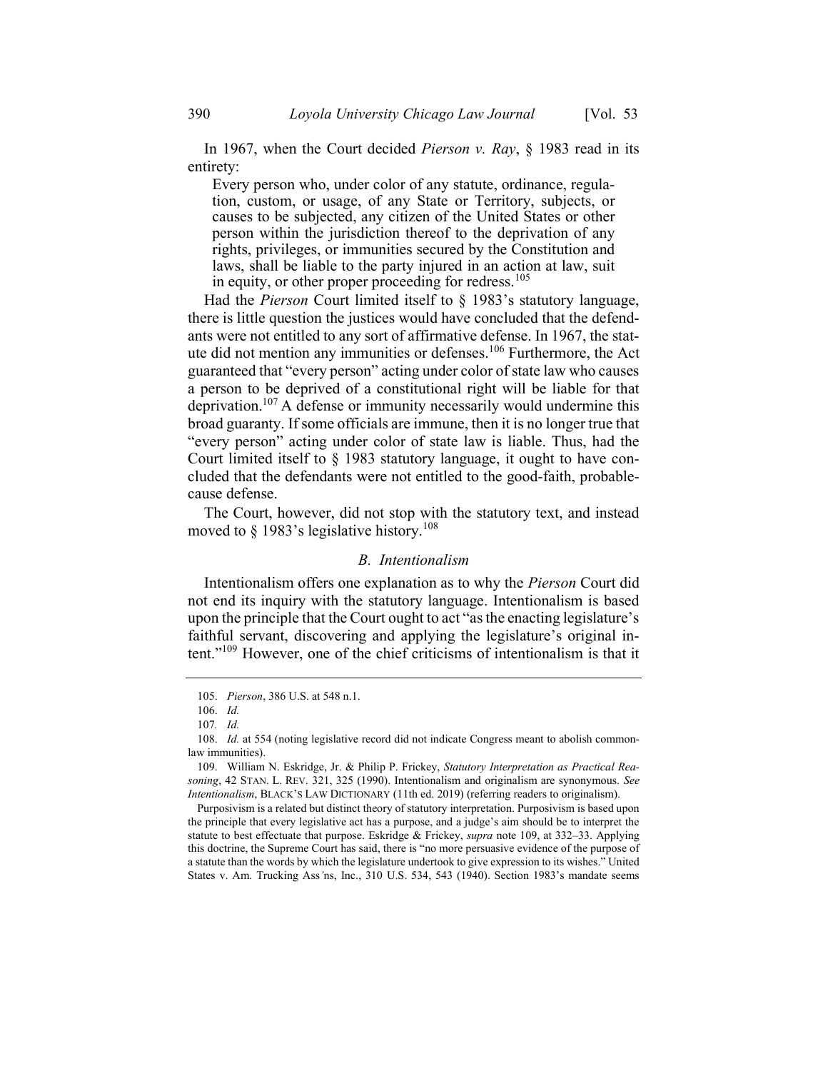In 1967, when the Court decided *Pierson v. Ray*, § 1983 read in its entirety:

> Every person who, under color of any statute, ordinance, regulation, custom, or usage, of any State or Territory, subjects, or causes to be subjected, any citizen of the United States or other person within the jurisdiction thereof to the deprivation of any rights, privileges, or immunities secured by the Constitution and laws, shall be liable to the party injured in an action at law, suit in equity, or other proper proceeding for redress.[105]

Had the *Pierson* Court limited itself to § 1983's statutory language, there is little question the justices would have concluded that the defendants were not entitled to any sort of affirmative defense. In 1967, the statute did not mention any immunities or defenses.[106] Furthermore, the Act guaranteed that "every person" acting under color of state law who causes a person to be deprived of a constitutional right will be liable for that deprivation.[107] A defense or immunity necessarily would undermine this broad guaranty. If some officials are immune, then it is no longer true that "every person" acting under color of state law is liable. Thus, had the Court limited itself to § 1983 statutory language, it ought to have concluded that the defendants were not entitled to the good-faith, probable-cause defense.

The Court, however, did not stop with the statutory text, and instead moved to § 1983's legislative history.[108]

### *B. Intentionalism*

Intentionalism offers one explanation as to why the *Pierson* Court did not end its inquiry with the statutory language. Intentionalism is based upon the principle that the Court ought to act "as the enacting legislature's faithful servant, discovering and applying the legislature's original intent."[109] However, one of the chief criticisms of intentionalism is that it

---

105. *Pierson*, 386 U.S. at 548 n.1.

106. *Id.*

107. *Id.*

108. *Id.* at 554 (noting legislative record did not indicate Congress meant to abolish common-law immunities).

109. William N. Eskridge, Jr. & Philip P. Frickey, *Statutory Interpretation as Practical Reasoning*, 42 STAN. L. REV. 321, 325 (1990). Intentionalism and originalism are synonymous. *See Intentionalism*, BLACK'S LAW DICTIONARY (11th ed. 2019) (referring readers to originalism).

Purposivism is a related but distinct theory of statutory interpretation. Purposivism is based upon the principle that every legislative act has a purpose, and a judge's aim should be to interpret the statute to best effectuate that purpose. Eskridge & Frickey, *supra* note 109, at 332–33. Applying this doctrine, the Supreme Court has said, there is "no more persuasive evidence of the purpose of a statute than the words by which the legislature undertook to give expression to its wishes." United States v. Am. Trucking Ass'ns, Inc., 310 U.S. 534, 543 (1940). Section 1983's mandate seems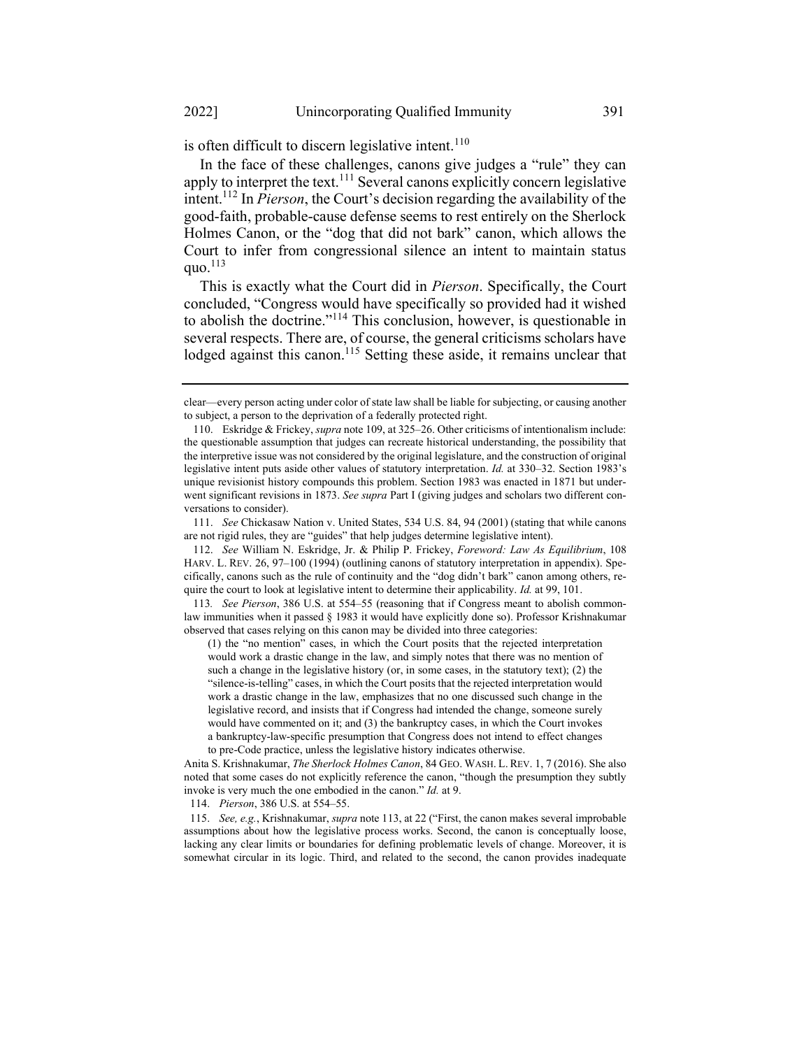is often difficult to discern legislative intent.[110]

In the face of these challenges, canons give judges a "rule" they can apply to interpret the text.[111] Several canons explicitly concern legislative intent.[112] In *Pierson*, the Court's decision regarding the availability of the good-faith, probable-cause defense seems to rest entirely on the Sherlock Holmes Canon, or the "dog that did not bark" canon, which allows the Court to infer from congressional silence an intent to maintain status quo.[113]

This is exactly what the Court did in *Pierson*. Specifically, the Court concluded, "Congress would have specifically so provided had it wished to abolish the doctrine."[114] This conclusion, however, is questionable in several respects. There are, of course, the general criticisms scholars have lodged against this canon.[115] Setting these aside, it remains unclear that

---

clear—every person acting under color of state law shall be liable for subjecting, or causing another to subject, a person to the deprivation of a federally protected right.

110. Eskridge & Frickey, *supra* note 109, at 325–26. Other criticisms of intentionalism include: the questionable assumption that judges can recreate historical understanding, the possibility that the interpretive issue was not considered by the original legislature, and the construction of original legislative intent puts aside other values of statutory interpretation. *Id.* at 330–32. Section 1983's unique revisionist history compounds this problem. Section 1983 was enacted in 1871 but underwent significant revisions in 1873. *See supra* Part I (giving judges and scholars two different conversations to consider).

111. *See* Chickasaw Nation v. United States, 534 U.S. 84, 94 (2001) (stating that while canons are not rigid rules, they are "guides" that help judges determine legislative intent).

112. *See* William N. Eskridge, Jr. & Philip P. Frickey, *Foreword: Law As Equilibrium*, 108 HARV. L. REV. 26, 97–100 (1994) (outlining canons of statutory interpretation in appendix). Specifically, canons such as the rule of continuity and the "dog didn't bark" canon among others, require the court to look at legislative intent to determine their applicability. *Id.* at 99, 101.

113. *See Pierson*, 386 U.S. at 554–55 (reasoning that if Congress meant to abolish common-law immunities when it passed § 1983 it would have explicitly done so). Professor Krishnakumar observed that cases relying on this canon may be divided into three categories:

> (1) the "no mention" cases, in which the Court posits that the rejected interpretation would work a drastic change in the law, and simply notes that there was no mention of such a change in the legislative history (or, in some cases, in the statutory text); (2) the "silence-is-telling" cases, in which the Court posits that the rejected interpretation would work a drastic change in the law, emphasizes that no one discussed such change in the legislative record, and insists that if Congress had intended the change, someone surely would have commented on it; and (3) the bankruptcy cases, in which the Court invokes a bankruptcy-law-specific presumption that Congress does not intend to effect changes to pre-Code practice, unless the legislative history indicates otherwise.

Anita S. Krishnakumar, *The Sherlock Holmes Canon*, 84 GEO. WASH. L. REV. 1, 7 (2016). She also noted that some cases do not explicitly reference the canon, "though the presumption they subtly invoke is very much the one embodied in the canon." *Id.* at 9.

114. *Pierson*, 386 U.S. at 554–55.

115. *See, e.g.*, Krishnakumar, *supra* note 113, at 22 ("First, the canon makes several improbable assumptions about how the legislative process works. Second, the canon is conceptually loose, lacking any clear limits or boundaries for defining problematic levels of change. Moreover, it is somewhat circular in its logic. Third, and related to the second, the canon provides inadequate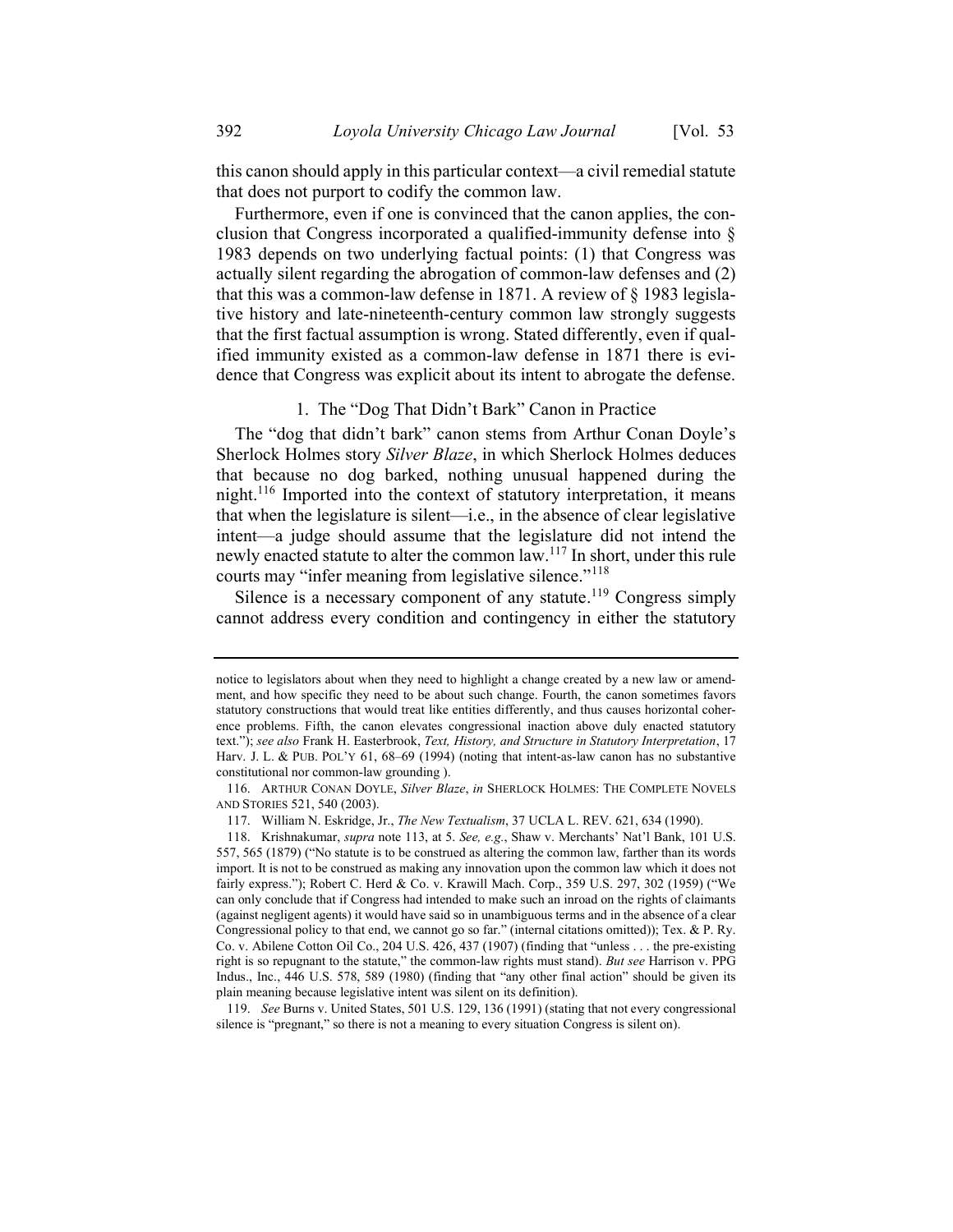this canon should apply in this particular context—a civil remedial statute that does not purport to codify the common law.

Furthermore, even if one is convinced that the canon applies, the conclusion that Congress incorporated a qualified-immunity defense into § 1983 depends on two underlying factual points: (1) that Congress was actually silent regarding the abrogation of common-law defenses and (2) that this was a common-law defense in 1871. A review of § 1983 legislative history and late-nineteenth-century common law strongly suggests that the first factual assumption is wrong. Stated differently, even if qualified immunity existed as a common-law defense in 1871 there is evidence that Congress was explicit about its intent to abrogate the defense.

### 1. The "Dog That Didn't Bark" Canon in Practice

The "dog that didn't bark" canon stems from Arthur Conan Doyle's Sherlock Holmes story *Silver Blaze*, in which Sherlock Holmes deduces that because no dog barked, nothing unusual happened during the night.[116] Imported into the context of statutory interpretation, it means that when the legislature is silent—i.e., in the absence of clear legislative intent—a judge should assume that the legislature did not intend the newly enacted statute to alter the common law.[117] In short, under this rule courts may "infer meaning from legislative silence."[118]

Silence is a necessary component of any statute.[119] Congress simply cannot address every condition and contingency in either the statutory

---

notice to legislators about when they need to highlight a change created by a new law or amendment, and how specific they need to be about such change. Fourth, the canon sometimes favors statutory constructions that would treat like entities differently, and thus causes horizontal coherence problems. Fifth, the canon elevates congressional inaction above duly enacted statutory text."); *see also* Frank H. Easterbrook, *Text, History, and Structure in Statutory Interpretation*, 17 Harv. J. L. & PUB. POL'Y 61, 68–69 (1994) (noting that intent-as-law canon has no substantive constitutional nor common-law grounding ).

116. ARTHUR CONAN DOYLE, *Silver Blaze*, *in* SHERLOCK HOLMES: THE COMPLETE NOVELS AND STORIES 521, 540 (2003).

117. William N. Eskridge, Jr., *The New Textualism*, 37 UCLA L. REV. 621, 634 (1990).

118. Krishnakumar, *supra* note 113, at 5. *See, e.g.*, Shaw v. Merchants' Nat'l Bank, 101 U.S. 557, 565 (1879) ("No statute is to be construed as altering the common law, farther than its words import. It is not to be construed as making any innovation upon the common law which it does not fairly express."); Robert C. Herd & Co. v. Krawill Mach. Corp., 359 U.S. 297, 302 (1959) ("We can only conclude that if Congress had intended to make such an inroad on the rights of claimants (against negligent agents) it would have said so in unambiguous terms and in the absence of a clear Congressional policy to that end, we cannot go so far." (internal citations omitted)); Tex. & P. Ry. Co. v. Abilene Cotton Oil Co., 204 U.S. 426, 437 (1907) (finding that "unless . . . the pre-existing right is so repugnant to the statute," the common-law rights must stand). *But see* Harrison v. PPG Indus., Inc., 446 U.S. 578, 589 (1980) (finding that "any other final action" should be given its plain meaning because legislative intent was silent on its definition).

119. *See* Burns v. United States, 501 U.S. 129, 136 (1991) (stating that not every congressional silence is "pregnant," so there is not a meaning to every situation Congress is silent on).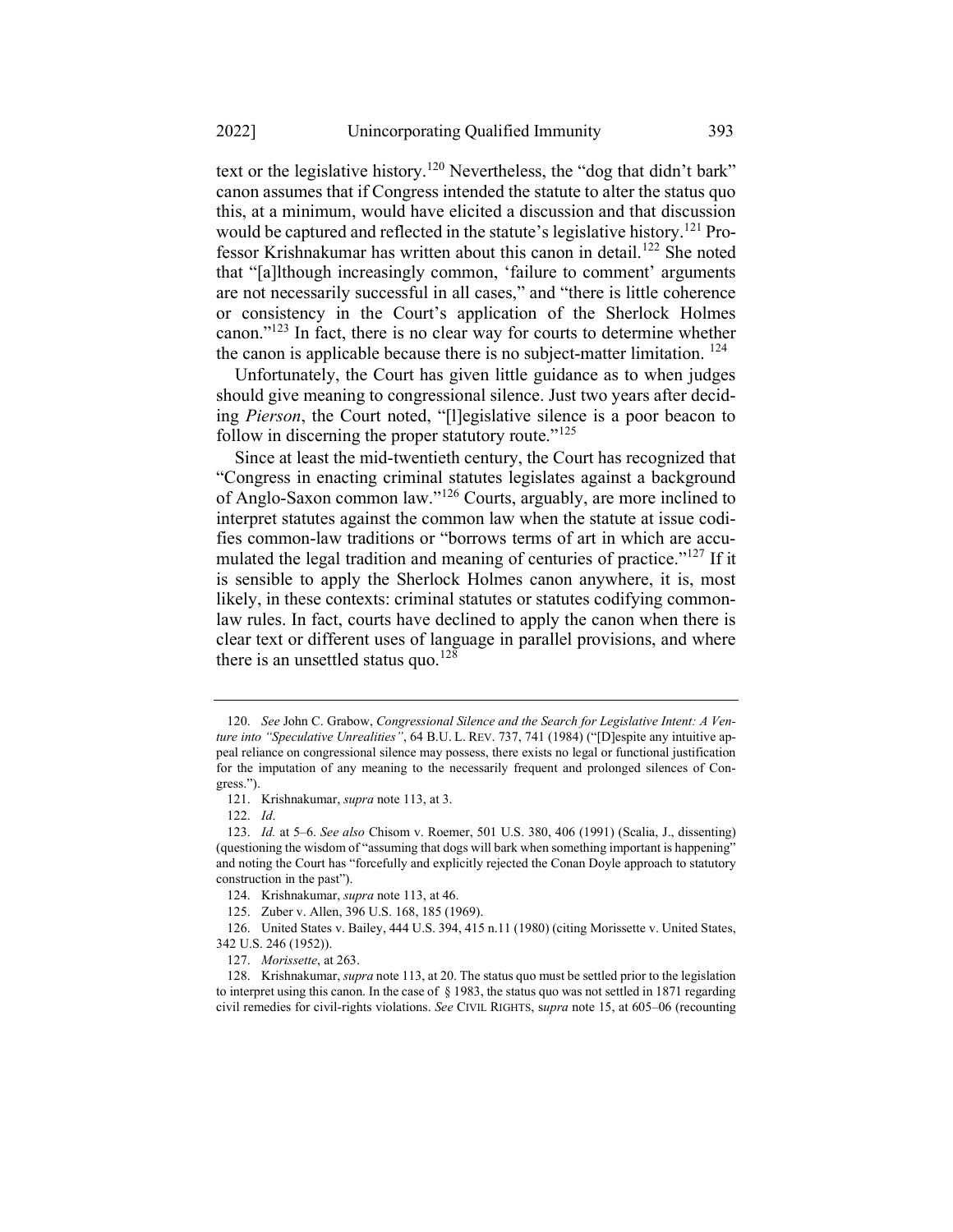text or the legislative history.[120] Nevertheless, the "dog that didn't bark" canon assumes that if Congress intended the statute to alter the status quo this, at a minimum, would have elicited a discussion and that discussion would be captured and reflected in the statute's legislative history.[121] Professor Krishnakumar has written about this canon in detail.[122] She noted that "[a]lthough increasingly common, 'failure to comment' arguments are not necessarily successful in all cases," and "there is little coherence or consistency in the Court's application of the Sherlock Holmes canon."[123] In fact, there is no clear way for courts to determine whether the canon is applicable because there is no subject-matter limitation. [124]

Unfortunately, the Court has given little guidance as to when judges should give meaning to congressional silence. Just two years after deciding *Pierson*, the Court noted, "[l]egislative silence is a poor beacon to follow in discerning the proper statutory route."[125]

Since at least the mid-twentieth century, the Court has recognized that "Congress in enacting criminal statutes legislates against a background of Anglo-Saxon common law."[126] Courts, arguably, are more inclined to interpret statutes against the common law when the statute at issue codifies common-law traditions or "borrows terms of art in which are accumulated the legal tradition and meaning of centuries of practice."[127] If it is sensible to apply the Sherlock Holmes canon anywhere, it is, most likely, in these contexts: criminal statutes or statutes codifying common-law rules. In fact, courts have declined to apply the canon when there is clear text or different uses of language in parallel provisions, and where there is an unsettled status quo.[128]

---

120. *See* John C. Grabow, *Congressional Silence and the Search for Legislative Intent: A Venture into "Speculative Unrealities"*, 64 B.U. L. REV. 737, 741 (1984) ("[D]espite any intuitive appeal reliance on congressional silence may possess, there exists no legal or functional justification for the imputation of any meaning to the necessarily frequent and prolonged silences of Congress.").

121. Krishnakumar, *supra* note 113, at 3.

122. *Id*.

123. *Id.* at 5–6. *See also* Chisom v. Roemer, 501 U.S. 380, 406 (1991) (Scalia, J., dissenting) (questioning the wisdom of "assuming that dogs will bark when something important is happening" and noting the Court has "forcefully and explicitly rejected the Conan Doyle approach to statutory construction in the past").

124. Krishnakumar, *supra* note 113, at 46.

125. Zuber v. Allen, 396 U.S. 168, 185 (1969).

126. United States v. Bailey, 444 U.S. 394, 415 n.11 (1980) (citing Morissette v. United States, 342 U.S. 246 (1952)).

127. *Morissette*, at 263.

128. Krishnakumar, *supra* note 113, at 20. The status quo must be settled prior to the legislation to interpret using this canon. In the case of § 1983, the status quo was not settled in 1871 regarding civil remedies for civil-rights violations. *See* CIVIL RIGHTS, *supra* note 15, at 605–06 (recounting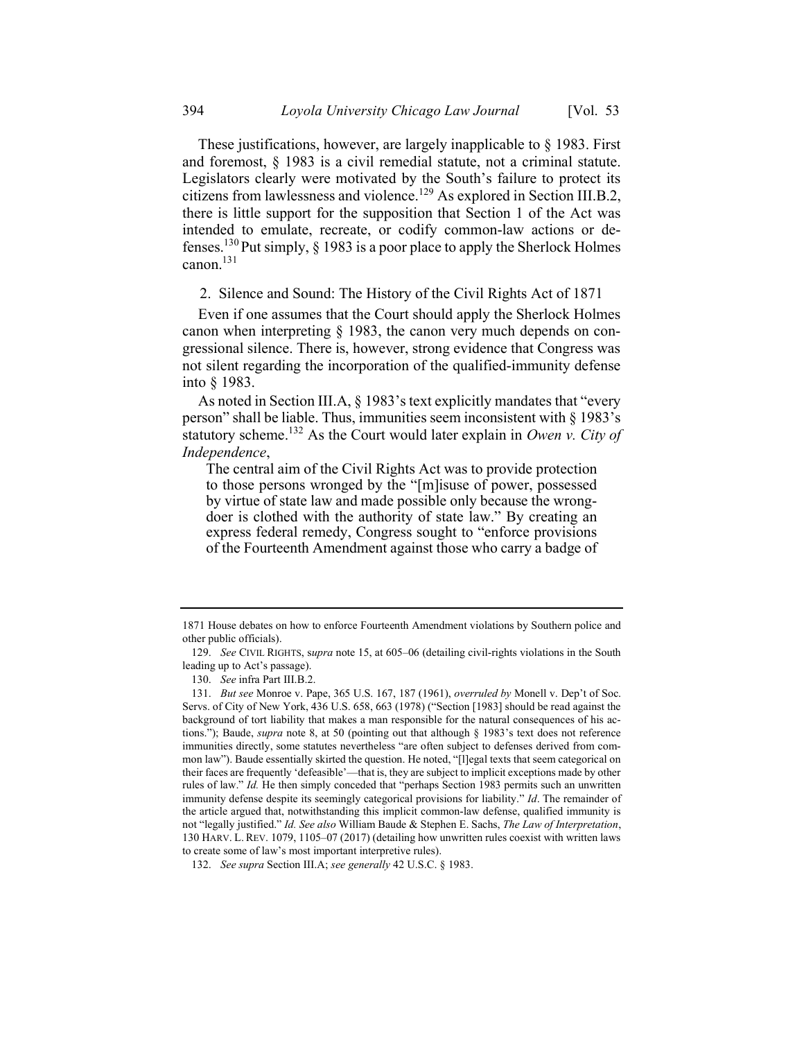These justifications, however, are largely inapplicable to § 1983. First and foremost, § 1983 is a civil remedial statute, not a criminal statute. Legislators clearly were motivated by the South's failure to protect its citizens from lawlessness and violence.[129] As explored in Section III.B.2, there is little support for the supposition that Section 1 of the Act was intended to emulate, recreate, or codify common-law actions or defenses.[130] Put simply, § 1983 is a poor place to apply the Sherlock Holmes canon.[131]

### 2. Silence and Sound: The History of the Civil Rights Act of 1871

Even if one assumes that the Court should apply the Sherlock Holmes canon when interpreting § 1983, the canon very much depends on congressional silence. There is, however, strong evidence that Congress was not silent regarding the incorporation of the qualified-immunity defense into § 1983.

As noted in Section III.A, § 1983's text explicitly mandates that "every person" shall be liable. Thus, immunities seem inconsistent with § 1983's statutory scheme.[132] As the Court would later explain in *Owen v. City of Independence*,

> The central aim of the Civil Rights Act was to provide protection to those persons wronged by the "[m]isuse of power, possessed by virtue of state law and made possible only because the wrongdoer is clothed with the authority of state law." By creating an express federal remedy, Congress sought to "enforce provisions of the Fourteenth Amendment against those who carry a badge of

---

1871 House debates on how to enforce Fourteenth Amendment violations by Southern police and other public officials).

129. *See* CIVIL RIGHTS, s*upra* note 15, at 605–06 (detailing civil-rights violations in the South leading up to Act's passage).

130. *See* infra Part III.B.2.

131. *But see* Monroe v. Pape, 365 U.S. 167, 187 (1961), *overruled by* Monell v. Dep't of Soc. Servs. of City of New York, 436 U.S. 658, 663 (1978) ("Section [1983] should be read against the background of tort liability that makes a man responsible for the natural consequences of his actions."); Baude, *supra* note 8, at 50 (pointing out that although § 1983's text does not reference immunities directly, some statutes nevertheless "are often subject to defenses derived from common law"). Baude essentially skirted the question. He noted, "[l]egal texts that seem categorical on their faces are frequently 'defeasible'—that is, they are subject to implicit exceptions made by other rules of law." *Id.* He then simply conceded that "perhaps Section 1983 permits such an unwritten immunity defense despite its seemingly categorical provisions for liability." *Id*. The remainder of the article argued that, notwithstanding this implicit common-law defense, qualified immunity is not "legally justified." *Id. See also* William Baude & Stephen E. Sachs, *The Law of Interpretation*, 130 HARV. L. REV. 1079, 1105–07 (2017) (detailing how unwritten rules coexist with written laws to create some of law's most important interpretive rules).

132. *See supra* Section III.A; *see generally* 42 U.S.C. § 1983.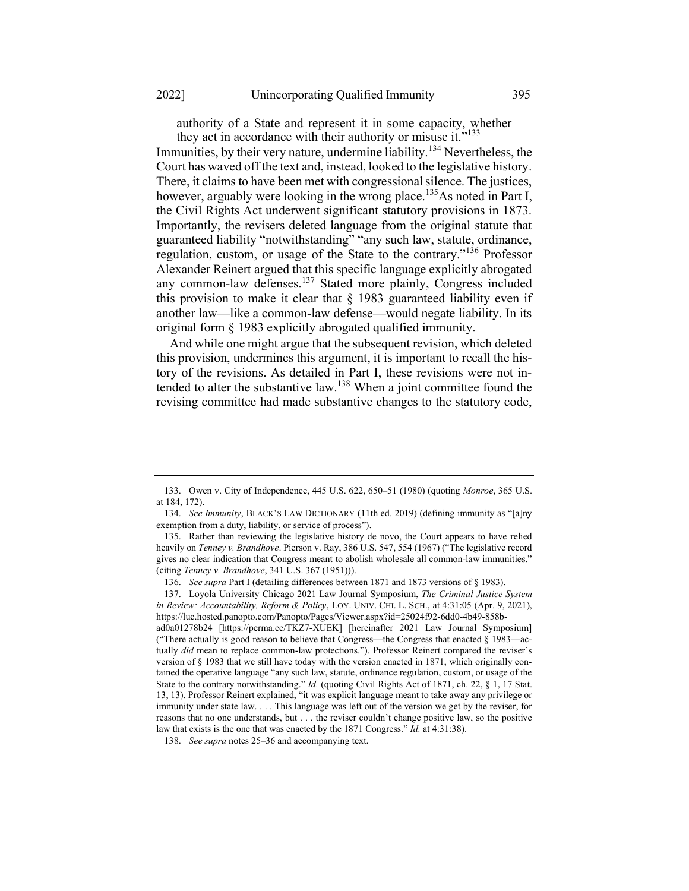authority of a State and represent it in some capacity, whether they act in accordance with their authority or misuse it."[133]

Immunities, by their very nature, undermine liability.[134] Nevertheless, the Court has waved off the text and, instead, looked to the legislative history. There, it claims to have been met with congressional silence. The justices, however, arguably were looking in the wrong place.[135] As noted in Part I, the Civil Rights Act underwent significant statutory provisions in 1873. Importantly, the revisers deleted language from the original statute that guaranteed liability "notwithstanding" "any such law, statute, ordinance, regulation, custom, or usage of the State to the contrary."[136] Professor Alexander Reinert argued that this specific language explicitly abrogated any common-law defenses.[137] Stated more plainly, Congress included this provision to make it clear that § 1983 guaranteed liability even if another law—like a common-law defense—would negate liability. In its original form § 1983 explicitly abrogated qualified immunity.

And while one might argue that the subsequent revision, which deleted this provision, undermines this argument, it is important to recall the history of the revisions. As detailed in Part I, these revisions were not intended to alter the substantive law.[138] When a joint committee found the revising committee had made substantive changes to the statutory code,

---

133. Owen v. City of Independence, 445 U.S. 622, 650–51 (1980) (quoting *Monroe*, 365 U.S. at 184, 172).

134. *See Immunity*, BLACK'S LAW DICTIONARY (11th ed. 2019) (defining immunity as "[a]ny exemption from a duty, liability, or service of process").

135. Rather than reviewing the legislative history de novo, the Court appears to have relied heavily on *Tenney v. Brandhove*. Pierson v. Ray, 386 U.S. 547, 554 (1967) ("The legislative record gives no clear indication that Congress meant to abolish wholesale all common-law immunities." (citing *Tenney v. Brandhove*, 341 U.S. 367 (1951))).

136. *See supra* Part I (detailing differences between 1871 and 1873 versions of § 1983).

137. Loyola University Chicago 2021 Law Journal Symposium, *The Criminal Justice System in Review: Accountability, Reform & Policy*, LOY. UNIV. CHI. L. SCH., at 4:31:05 (Apr. 9, 2021), https://luc.hosted.panopto.com/Panopto/Pages/Viewer.aspx?id=25024f92-6dd0-4b49-858b-ad0a01278b24 [https://perma.cc/TKZ7-XUEK] [hereinafter 2021 Law Journal Symposium] ("There actually is good reason to believe that Congress—the Congress that enacted § 1983—actually *did* mean to replace common-law protections."). Professor Reinert compared the reviser's version of § 1983 that we still have today with the version enacted in 1871, which originally contained the operative language "any such law, statute, ordinance regulation, custom, or usage of the State to the contrary notwithstanding." *Id.* (quoting Civil Rights Act of 1871, ch. 22, § 1, 17 Stat. 13, 13). Professor Reinert explained, "it was explicit language meant to take away any privilege or immunity under state law. . . . This language was left out of the version we get by the reviser, for reasons that no one understands, but . . . the reviser couldn't change positive law, so the positive law that exists is the one that was enacted by the 1871 Congress." *Id.* at 4:31:38).

138. *See supra* notes 25–36 and accompanying text.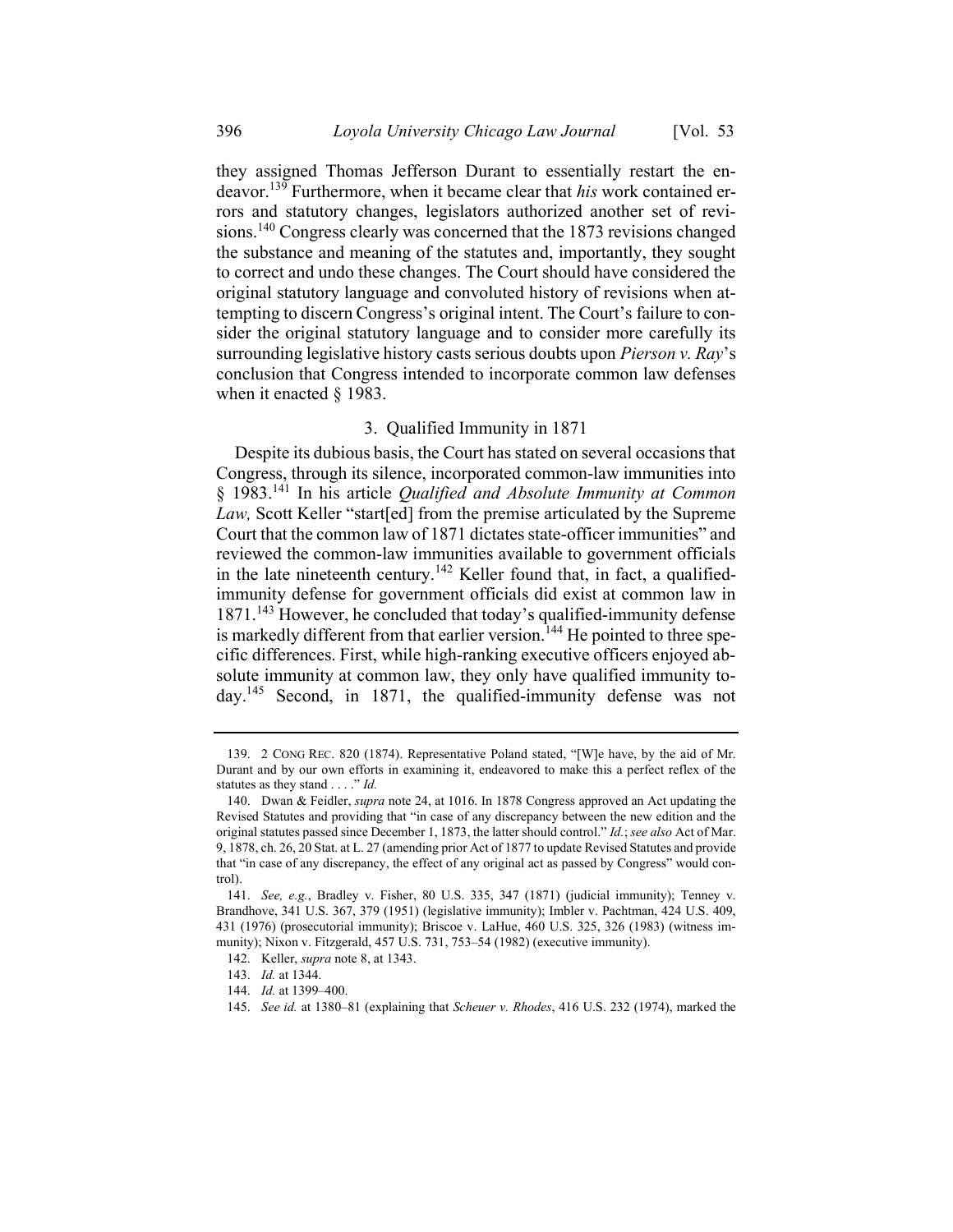they assigned Thomas Jefferson Durant to essentially restart the endeavor.[139] Furthermore, when it became clear that *his* work contained errors and statutory changes, legislators authorized another set of revisions.[140] Congress clearly was concerned that the 1873 revisions changed the substance and meaning of the statutes and, importantly, they sought to correct and undo these changes. The Court should have considered the original statutory language and convoluted history of revisions when attempting to discern Congress's original intent. The Court's failure to consider the original statutory language and to consider more carefully its surrounding legislative history casts serious doubts upon *Pierson v. Ray*'s conclusion that Congress intended to incorporate common law defenses when it enacted § 1983.

### 3. Qualified Immunity in 1871

Despite its dubious basis, the Court has stated on several occasions that Congress, through its silence, incorporated common-law immunities into § 1983.[141] In his article *Qualified and Absolute Immunity at Common Law,* Scott Keller "start[ed] from the premise articulated by the Supreme Court that the common law of 1871 dictates state-officer immunities" and reviewed the common-law immunities available to government officials in the late nineteenth century.[142] Keller found that, in fact, a qualified-immunity defense for government officials did exist at common law in 1871.[143] However, he concluded that today's qualified-immunity defense is markedly different from that earlier version.[144] He pointed to three specific differences. First, while high-ranking executive officers enjoyed absolute immunity at common law, they only have qualified immunity today.[145] Second, in 1871, the qualified-immunity defense was not

---

139. 2 CONG REC. 820 (1874). Representative Poland stated, "[W]e have, by the aid of Mr. Durant and by our own efforts in examining it, endeavored to make this a perfect reflex of the statutes as they stand . . . ." *Id.*

140. Dwan & Feidler, *supra* note 24, at 1016. In 1878 Congress approved an Act updating the Revised Statutes and providing that "in case of any discrepancy between the new edition and the original statutes passed since December 1, 1873, the latter should control." *Id.*; *see also* Act of Mar. 9, 1878, ch. 26, 20 Stat. at L. 27 (amending prior Act of 1877 to update Revised Statutes and provide that "in case of any discrepancy, the effect of any original act as passed by Congress" would control).

141. *See, e.g.*, Bradley v. Fisher, 80 U.S. 335, 347 (1871) (judicial immunity); Tenney v. Brandhove, 341 U.S. 367, 379 (1951) (legislative immunity); Imbler v. Pachtman, 424 U.S. 409, 431 (1976) (prosecutorial immunity); Briscoe v. LaHue, 460 U.S. 325, 326 (1983) (witness immunity); Nixon v. Fitzgerald, 457 U.S. 731, 753–54 (1982) (executive immunity).

142. Keller, *supra* note 8, at 1343.

143. *Id.* at 1344.

144. *Id.* at 1399–400.

145. *See id.* at 1380–81 (explaining that *Scheuer v. Rhodes*, 416 U.S. 232 (1974), marked the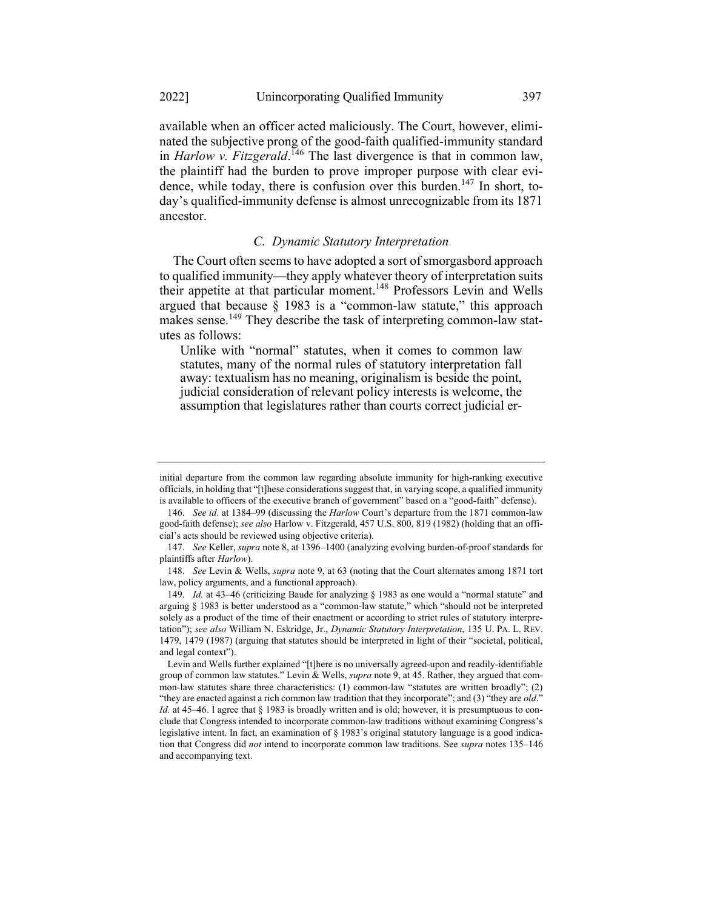available when an officer acted maliciously. The Court, however, eliminated the subjective prong of the good-faith qualified-immunity standard in *Harlow v. Fitzgerald*.[146] The last divergence is that in common law, the plaintiff had the burden to prove improper purpose with clear evidence, while today, there is confusion over this burden.[147] In short, today's qualified-immunity defense is almost unrecognizable from its 1871 ancestor.

### *C. Dynamic Statutory Interpretation*

The Court often seems to have adopted a sort of smorgasbord approach to qualified immunity—they apply whatever theory of interpretation suits their appetite at that particular moment.[148] Professors Levin and Wells argued that because § 1983 is a "common-law statute," this approach makes sense.[149] They describe the task of interpreting common-law statutes as follows:

> Unlike with "normal" statutes, when it comes to common law statutes, many of the normal rules of statutory interpretation fall away: textualism has no meaning, originalism is beside the point, judicial consideration of relevant policy interests is welcome, the assumption that legislatures rather than courts correct judicial er-

---

initial departure from the common law regarding absolute immunity for high-ranking executive officials, in holding that "[t]hese considerations suggest that, in varying scope, a qualified immunity is available to officers of the executive branch of government" based on a "good-faith" defense).

146. *See id.* at 1384–99 (discussing the *Harlow* Court's departure from the 1871 common-law good-faith defense); *see also* Harlow v. Fitzgerald, 457 U.S. 800, 819 (1982) (holding that an official's acts should be reviewed using objective criteria).

147. *See* Keller, *supra* note 8, at 1396–1400 (analyzing evolving burden-of-proof standards for plaintiffs after *Harlow*).

148. *See* Levin & Wells, *supra* note 9, at 63 (noting that the Court alternates among 1871 tort law, policy arguments, and a functional approach).

149. *Id.* at 43–46 (criticizing Baude for analyzing § 1983 as one would a "normal statute" and arguing § 1983 is better understood as a "common-law statute," which "should not be interpreted solely as a product of the time of their enactment or according to strict rules of statutory interpretation"); *see also* William N. Eskridge, Jr., *Dynamic Statutory Interpretation*, 135 U. PA. L. REV. 1479, 1479 (1987) (arguing that statutes should be interpreted in light of their "societal, political, and legal context").

Levin and Wells further explained "[t]here is no universally agreed-upon and readily-identifiable group of common law statutes." Levin & Wells, *supra* note 9, at 45. Rather, they argued that common-law statutes share three characteristics: (1) common-law "statutes are written broadly"; (2) "they are enacted against a rich common law tradition that they incorporate"; and (3) "they are *old*." *Id.* at 45–46. I agree that § 1983 is broadly written and is old; however, it is presumptuous to conclude that Congress intended to incorporate common-law traditions without examining Congress's legislative intent. In fact, an examination of § 1983's original statutory language is a good indication that Congress did *not* intend to incorporate common law traditions. See *supra* notes 135–146 and accompanying text.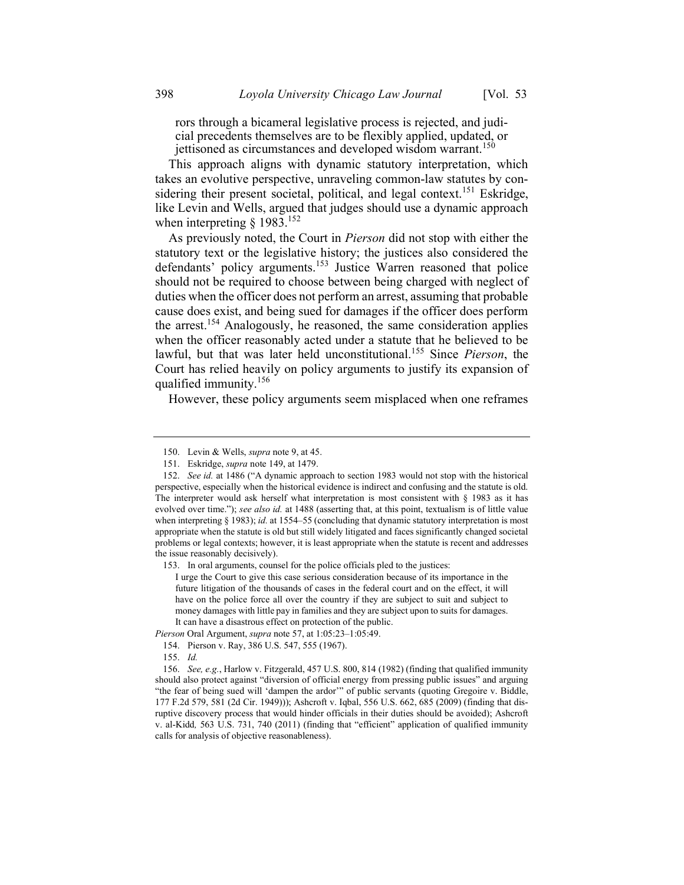rors through a bicameral legislative process is rejected, and judicial precedents themselves are to be flexibly applied, updated, or jettisoned as circumstances and developed wisdom warrant.[150]

This approach aligns with dynamic statutory interpretation, which takes an evolutive perspective, unraveling common-law statutes by considering their present societal, political, and legal context.[151] Eskridge, like Levin and Wells, argued that judges should use a dynamic approach when interpreting § 1983.[152]

As previously noted, the Court in *Pierson* did not stop with either the statutory text or the legislative history; the justices also considered the defendants' policy arguments.[153] Justice Warren reasoned that police should not be required to choose between being charged with neglect of duties when the officer does not perform an arrest, assuming that probable cause does exist, and being sued for damages if the officer does perform the arrest.[154] Analogously, he reasoned, the same consideration applies when the officer reasonably acted under a statute that he believed to be lawful, but that was later held unconstitutional.[155] Since *Pierson*, the Court has relied heavily on policy arguments to justify its expansion of qualified immunity.[156]

However, these policy arguments seem misplaced when one reframes

---

150. Levin & Wells, *supra* note 9, at 45.

151. Eskridge, *supra* note 149, at 1479.

152. *See id.* at 1486 ("A dynamic approach to section 1983 would not stop with the historical perspective, especially when the historical evidence is indirect and confusing and the statute is old. The interpreter would ask herself what interpretation is most consistent with § 1983 as it has evolved over time."); *see also id.* at 1488 (asserting that, at this point, textualism is of little value when interpreting § 1983); *id.* at 1554–55 (concluding that dynamic statutory interpretation is most appropriate when the statute is old but still widely litigated and faces significantly changed societal problems or legal contexts; however, it is least appropriate when the statute is recent and addresses the issue reasonably decisively).

153. In oral arguments, counsel for the police officials pled to the justices:

> I urge the Court to give this case serious consideration because of its importance in the future litigation of the thousands of cases in the federal court and on the effect, it will have on the police force all over the country if they are subject to suit and subject to money damages with little pay in families and they are subject upon to suits for damages. It can have a disastrous effect on protection of the public.

*Pierson* Oral Argument, *supra* note 57, at 1:05:23–1:05:49.

154. Pierson v. Ray, 386 U.S. 547, 555 (1967).

155. *Id.*

156. *See, e.g.*, Harlow v. Fitzgerald, 457 U.S. 800, 814 (1982) (finding that qualified immunity should also protect against "diversion of official energy from pressing public issues" and arguing "the fear of being sued will 'dampen the ardor'" of public servants (quoting Gregoire v. Biddle, 177 F.2d 579, 581 (2d Cir. 1949))); Ashcroft v. Iqbal, 556 U.S. 662, 685 (2009) (finding that disruptive discovery process that would hinder officials in their duties should be avoided); Ashcroft v. al-Kidd, 563 U.S. 731, 740 (2011) (finding that "efficient" application of qualified immunity calls for analysis of objective reasonableness).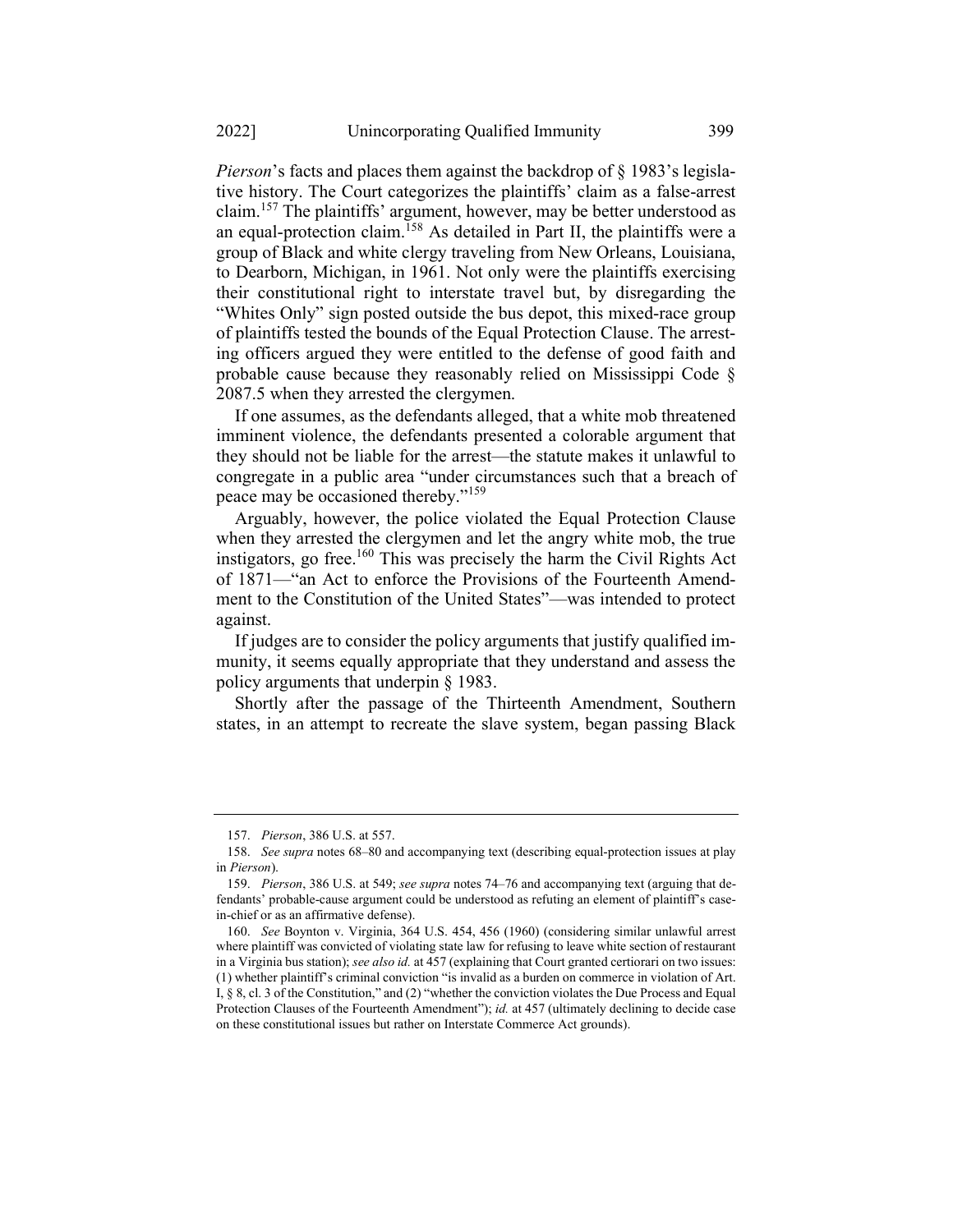*Pierson*'s facts and places them against the backdrop of § 1983's legislative history. The Court categorizes the plaintiffs' claim as a false-arrest claim.[157] The plaintiffs' argument, however, may be better understood as an equal-protection claim.[158] As detailed in Part II, the plaintiffs were a group of Black and white clergy traveling from New Orleans, Louisiana, to Dearborn, Michigan, in 1961. Not only were the plaintiffs exercising their constitutional right to interstate travel but, by disregarding the "Whites Only" sign posted outside the bus depot, this mixed-race group of plaintiffs tested the bounds of the Equal Protection Clause. The arresting officers argued they were entitled to the defense of good faith and probable cause because they reasonably relied on Mississippi Code § 2087.5 when they arrested the clergymen.

If one assumes, as the defendants alleged, that a white mob threatened imminent violence, the defendants presented a colorable argument that they should not be liable for the arrest—the statute makes it unlawful to congregate in a public area "under circumstances such that a breach of peace may be occasioned thereby."[159]

Arguably, however, the police violated the Equal Protection Clause when they arrested the clergymen and let the angry white mob, the true instigators, go free.[160] This was precisely the harm the Civil Rights Act of 1871—"an Act to enforce the Provisions of the Fourteenth Amendment to the Constitution of the United States"—was intended to protect against.

If judges are to consider the policy arguments that justify qualified immunity, it seems equally appropriate that they understand and assess the policy arguments that underpin § 1983.

Shortly after the passage of the Thirteenth Amendment, Southern states, in an attempt to recreate the slave system, began passing Black

---

157. *Pierson*, 386 U.S. at 557.

158. *See supra* notes 68–80 and accompanying text (describing equal-protection issues at play in *Pierson*).

159. *Pierson*, 386 U.S. at 549; *see supra* notes 74–76 and accompanying text (arguing that defendants' probable-cause argument could be understood as refuting an element of plaintiff's case-in-chief or as an affirmative defense).

160. *See* Boynton v. Virginia, 364 U.S. 454, 456 (1960) (considering similar unlawful arrest where plaintiff was convicted of violating state law for refusing to leave white section of restaurant in a Virginia bus station); *see also id.* at 457 (explaining that Court granted certiorari on two issues: (1) whether plaintiff's criminal conviction "is invalid as a burden on commerce in violation of Art. I, § 8, cl. 3 of the Constitution," and (2) "whether the conviction violates the Due Process and Equal Protection Clauses of the Fourteenth Amendment"); *id.* at 457 (ultimately declining to decide case on these constitutional issues but rather on Interstate Commerce Act grounds).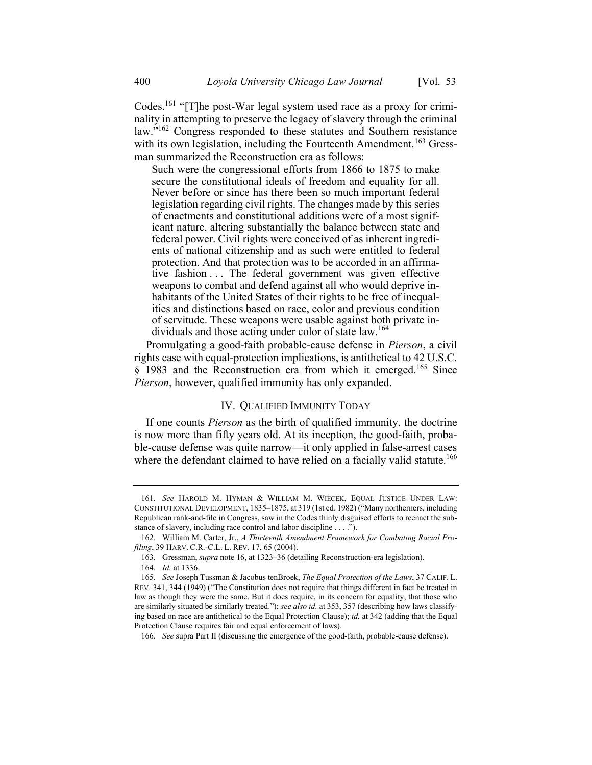Codes.[161] "[T]he post-War legal system used race as a proxy for criminality in attempting to preserve the legacy of slavery through the criminal law."[162] Congress responded to these statutes and Southern resistance with its own legislation, including the Fourteenth Amendment.[163] Gressman summarized the Reconstruction era as follows:

> Such were the congressional efforts from 1866 to 1875 to make secure the constitutional ideals of freedom and equality for all. Never before or since has there been so much important federal legislation regarding civil rights. The changes made by this series of enactments and constitutional additions were of a most significant nature, altering substantially the balance between state and federal power. Civil rights were conceived of as inherent ingredients of national citizenship and as such were entitled to federal protection. And that protection was to be accorded in an affirmative fashion . . . The federal government was given effective weapons to combat and defend against all who would deprive inhabitants of the United States of their rights to be free of inequalities and distinctions based on race, color and previous condition of servitude. These weapons were usable against both private individuals and those acting under color of state law.[164]

Promulgating a good-faith probable-cause defense in *Pierson*, a civil rights case with equal-protection implications, is antithetical to 42 U.S.C. § 1983 and the Reconstruction era from which it emerged.[165] Since *Pierson*, however, qualified immunity has only expanded.

## IV. QUALIFIED IMMUNITY TODAY

If one counts *Pierson* as the birth of qualified immunity, the doctrine is now more than fifty years old. At its inception, the good-faith, probable-cause defense was quite narrow—it only applied in false-arrest cases where the defendant claimed to have relied on a facially valid statute.[166]

---

161. *See* HAROLD M. HYMAN & WILLIAM M. WIECEK, EQUAL JUSTICE UNDER LAW: CONSTITUTIONAL DEVELOPMENT, 1835–1875, at 319 (1st ed. 1982) ("Many northerners, including Republican rank-and-file in Congress, saw in the Codes thinly disguised efforts to reenact the substance of slavery, including race control and labor discipline . . . .").

162. William M. Carter, Jr., *A Thirteenth Amendment Framework for Combating Racial Profiling*, 39 HARV. C.R.-C.L. L. REV. 17, 65 (2004).

163. Gressman, *supra* note 16, at 1323–36 (detailing Reconstruction-era legislation).

164. *Id.* at 1336.

165. *See* Joseph Tussman & Jacobus tenBroek, *The Equal Protection of the Laws*, 37 CALIF. L. REV. 341, 344 (1949) ("The Constitution does not require that things different in fact be treated in law as though they were the same. But it does require, in its concern for equality, that those who are similarly situated be similarly treated."); *see also id.* at 353, 357 (describing how laws classifying based on race are antithetical to the Equal Protection Clause); *id.* at 342 (adding that the Equal Protection Clause requires fair and equal enforcement of laws).

166. *See* supra Part II (discussing the emergence of the good-faith, probable-cause defense).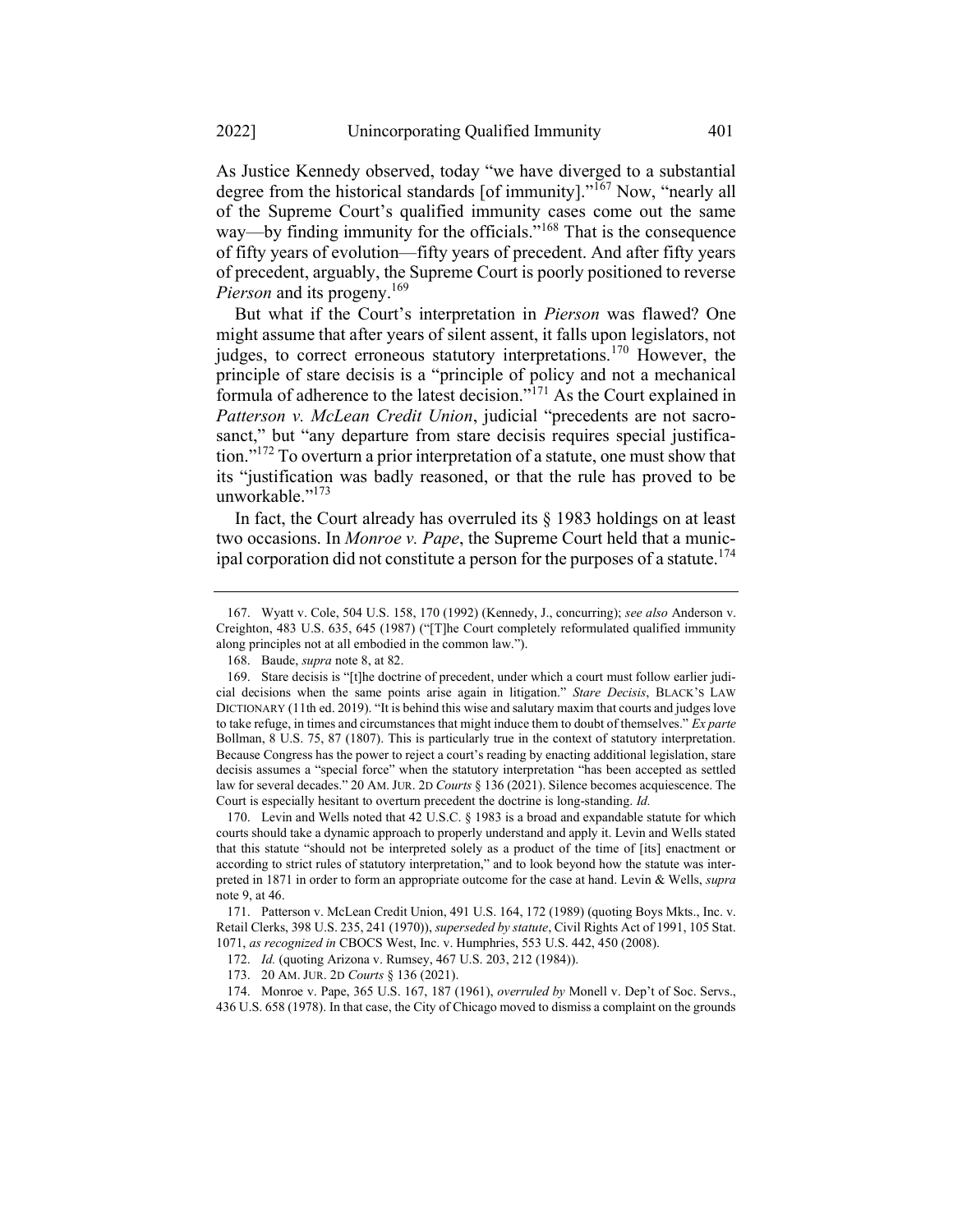As Justice Kennedy observed, today "we have diverged to a substantial degree from the historical standards [of immunity]."[167] Now, "nearly all of the Supreme Court's qualified immunity cases come out the same way—by finding immunity for the officials."[168] That is the consequence of fifty years of evolution—fifty years of precedent. And after fifty years of precedent, arguably, the Supreme Court is poorly positioned to reverse *Pierson* and its progeny.[169]

But what if the Court's interpretation in *Pierson* was flawed? One might assume that after years of silent assent, it falls upon legislators, not judges, to correct erroneous statutory interpretations.[170] However, the principle of stare decisis is a "principle of policy and not a mechanical formula of adherence to the latest decision."[171] As the Court explained in *Patterson v. McLean Credit Union*, judicial "precedents are not sacrosanct," but "any departure from stare decisis requires special justification."[172] To overturn a prior interpretation of a statute, one must show that its "justification was badly reasoned, or that the rule has proved to be unworkable."[173]

In fact, the Court already has overruled its § 1983 holdings on at least two occasions. In *Monroe v. Pape*, the Supreme Court held that a municipal corporation did not constitute a person for the purposes of a statute.[174]

---

167. Wyatt v. Cole, 504 U.S. 158, 170 (1992) (Kennedy, J., concurring); *see also* Anderson v. Creighton, 483 U.S. 635, 645 (1987) ("[T]he Court completely reformulated qualified immunity along principles not at all embodied in the common law.").

168. Baude, *supra* note 8, at 82.

169. Stare decisis is "[t]he doctrine of precedent, under which a court must follow earlier judicial decisions when the same points arise again in litigation." *Stare Decisis*, BLACK'S LAW DICTIONARY (11th ed. 2019). "It is behind this wise and salutary maxim that courts and judges love to take refuge, in times and circumstances that might induce them to doubt of themselves." *Ex parte* Bollman, 8 U.S. 75, 87 (1807). This is particularly true in the context of statutory interpretation. Because Congress has the power to reject a court's reading by enacting additional legislation, stare decisis assumes a "special force" when the statutory interpretation "has been accepted as settled law for several decades." 20 AM. JUR. 2D *Courts* § 136 (2021). Silence becomes acquiescence. The Court is especially hesitant to overturn precedent the doctrine is long-standing. *Id.*

170. Levin and Wells noted that 42 U.S.C. § 1983 is a broad and expandable statute for which courts should take a dynamic approach to properly understand and apply it. Levin and Wells stated that this statute "should not be interpreted solely as a product of the time of [its] enactment or according to strict rules of statutory interpretation," and to look beyond how the statute was interpreted in 1871 in order to form an appropriate outcome for the case at hand. Levin & Wells, *supra* note 9, at 46.

171. Patterson v. McLean Credit Union, 491 U.S. 164, 172 (1989) (quoting Boys Mkts., Inc. v. Retail Clerks, 398 U.S. 235, 241 (1970)), *superseded by statute*, Civil Rights Act of 1991, 105 Stat. 1071, *as recognized in* CBOCS West, Inc. v. Humphries, 553 U.S. 442, 450 (2008).

172. *Id.* (quoting Arizona v. Rumsey, 467 U.S. 203, 212 (1984)).

173. 20 AM. JUR. 2D *Courts* § 136 (2021).

174. Monroe v. Pape, 365 U.S. 167, 187 (1961), *overruled by* Monell v. Dep't of Soc. Servs., 436 U.S. 658 (1978). In that case, the City of Chicago moved to dismiss a complaint on the grounds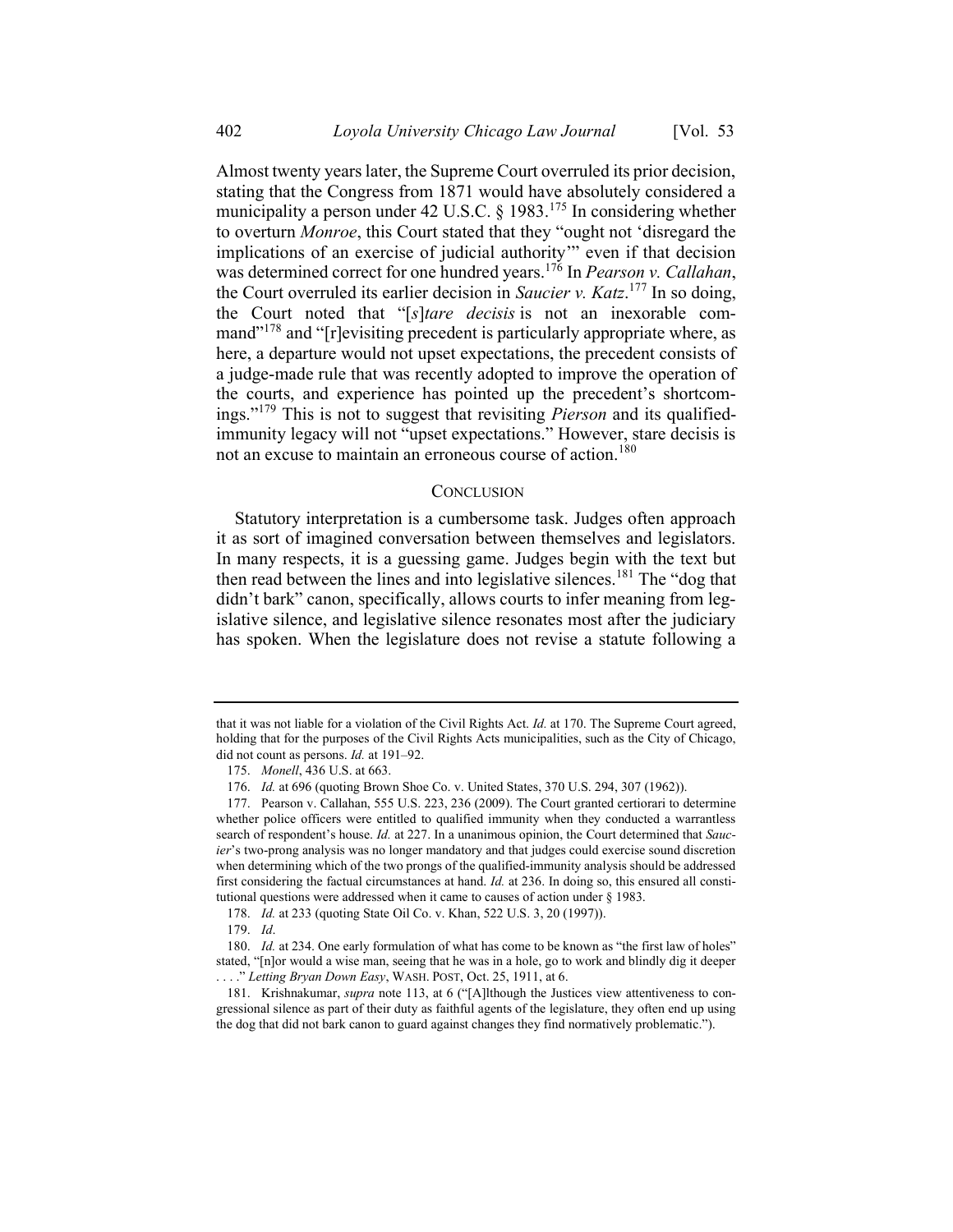Almost twenty years later, the Supreme Court overruled its prior decision, stating that the Congress from 1871 would have absolutely considered a municipality a person under 42 U.S.C. § 1983.[175] In considering whether to overturn *Monroe*, this Court stated that they "ought not 'disregard the implications of an exercise of judicial authority'" even if that decision was determined correct for one hundred years.[176] In *Pearson v. Callahan*, the Court overruled its earlier decision in *Saucier v. Katz*.[177] In so doing, the Court noted that "[*s*]*tare decisis* is not an inexorable command"[178] and "[r]evisiting precedent is particularly appropriate where, as here, a departure would not upset expectations, the precedent consists of a judge-made rule that was recently adopted to improve the operation of the courts, and experience has pointed up the precedent's shortcomings."[179] This is not to suggest that revisiting *Pierson* and its qualified-immunity legacy will not "upset expectations." However, stare decisis is not an excuse to maintain an erroneous course of action.[180]

## CONCLUSION

Statutory interpretation is a cumbersome task. Judges often approach it as sort of imagined conversation between themselves and legislators. In many respects, it is a guessing game. Judges begin with the text but then read between the lines and into legislative silences.[181] The "dog that didn't bark" canon, specifically, allows courts to infer meaning from legislative silence, and legislative silence resonates most after the judiciary has spoken. When the legislature does not revise a statute following a

---

that it was not liable for a violation of the Civil Rights Act. *Id.* at 170. The Supreme Court agreed, holding that for the purposes of the Civil Rights Acts municipalities, such as the City of Chicago, did not count as persons. *Id.* at 191–92.

175. *Monell*, 436 U.S. at 663.

176. *Id.* at 696 (quoting Brown Shoe Co. v. United States, 370 U.S. 294, 307 (1962)).

177. Pearson v. Callahan, 555 U.S. 223, 236 (2009). The Court granted certiorari to determine whether police officers were entitled to qualified immunity when they conducted a warrantless search of respondent's house. *Id.* at 227. In a unanimous opinion, the Court determined that *Saucier*'s two-prong analysis was no longer mandatory and that judges could exercise sound discretion when determining which of the two prongs of the qualified-immunity analysis should be addressed first considering the factual circumstances at hand. *Id.* at 236. In doing so, this ensured all constitutional questions were addressed when it came to causes of action under § 1983.

178. *Id.* at 233 (quoting State Oil Co. v. Khan, 522 U.S. 3, 20 (1997)).

179. *Id*.

180. *Id.* at 234. One early formulation of what has come to be known as "the first law of holes" stated, "[n]or would a wise man, seeing that he was in a hole, go to work and blindly dig it deeper . . . ." *Letting Bryan Down Easy*, WASH. POST, Oct. 25, 1911, at 6.

181. Krishnakumar, *supra* note 113, at 6 ("[A]lthough the Justices view attentiveness to congressional silence as part of their duty as faithful agents of the legislature, they often end up using the dog that did not bark canon to guard against changes they find normatively problematic.").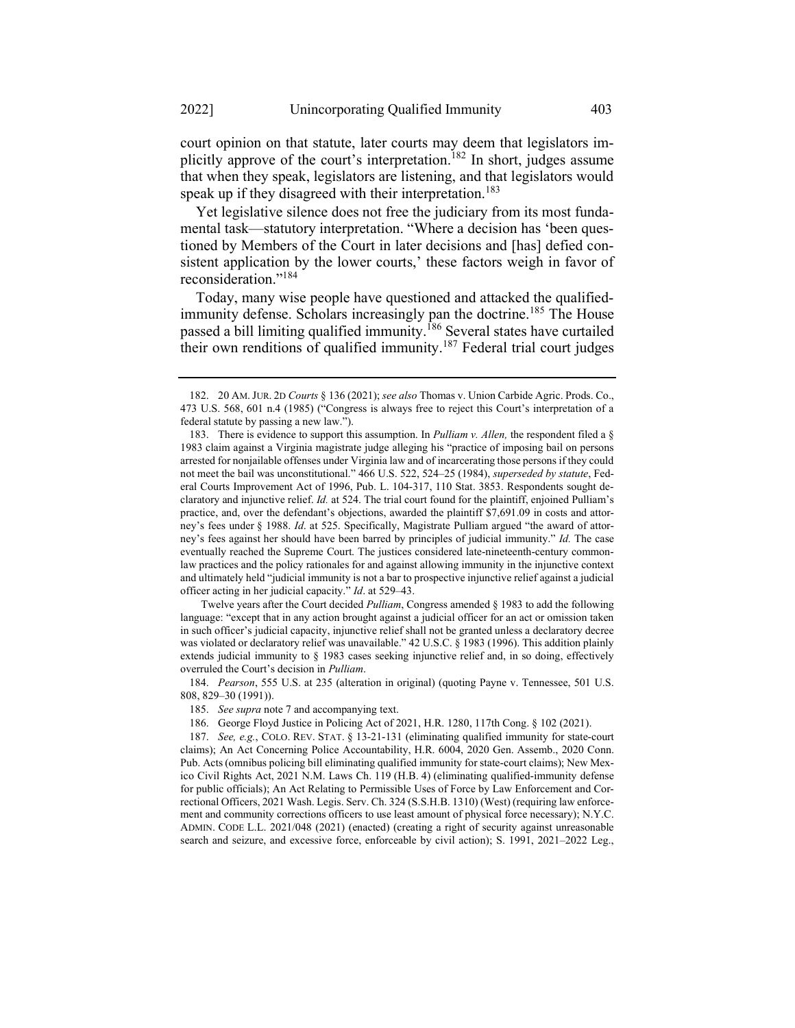court opinion on that statute, later courts may deem that legislators implicitly approve of the court's interpretation.[182] In short, judges assume that when they speak, legislators are listening, and that legislators would speak up if they disagreed with their interpretation.[183]

Yet legislative silence does not free the judiciary from its most fundamental task—statutory interpretation. "Where a decision has 'been questioned by Members of the Court in later decisions and [has] defied consistent application by the lower courts,' these factors weigh in favor of reconsideration."[184]

Today, many wise people have questioned and attacked the qualified-immunity defense. Scholars increasingly pan the doctrine.[185] The House passed a bill limiting qualified immunity.[186] Several states have curtailed their own renditions of qualified immunity.[187] Federal trial court judges

---

182. 20 AM. JUR. 2D *Courts* § 136 (2021); *see also* Thomas v. Union Carbide Agric. Prods. Co., 473 U.S. 568, 601 n.4 (1985) ("Congress is always free to reject this Court's interpretation of a federal statute by passing a new law.").

183. There is evidence to support this assumption. In *Pulliam v. Allen,* the respondent filed a § 1983 claim against a Virginia magistrate judge alleging his "practice of imposing bail on persons arrested for nonjailable offenses under Virginia law and of incarcerating those persons if they could not meet the bail was unconstitutional." 466 U.S. 522, 524–25 (1984), *superseded by statute*, Federal Courts Improvement Act of 1996, Pub. L. 104-317, 110 Stat. 3853. Respondents sought declaratory and injunctive relief. *Id.* at 524. The trial court found for the plaintiff, enjoined Pulliam's practice, and, over the defendant's objections, awarded the plaintiff $7,691.09 in costs and attorney's fees under § 1988. *Id.* at 525. Specifically, Magistrate Pulliam argued "the award of attorney's fees against her should have been barred by principles of judicial immunity." *Id.* The case eventually reached the Supreme Court. The justices considered late-nineteenth-century common-law practices and the policy rationales for and against allowing immunity in the injunctive context and ultimately held "judicial immunity is not a bar to prospective injunctive relief against a judicial officer acting in her judicial capacity." *Id*. at 529–43.

Twelve years after the Court decided *Pulliam*, Congress amended § 1983 to add the following language: "except that in any action brought against a judicial officer for an act or omission taken in such officer's judicial capacity, injunctive relief shall not be granted unless a declaratory decree was violated or declaratory relief was unavailable." 42 U.S.C. § 1983 (1996). This addition plainly extends judicial immunity to § 1983 cases seeking injunctive relief and, in so doing, effectively overruled the Court's decision in *Pulliam*.

184. *Pearson*, 555 U.S. at 235 (alteration in original) (quoting Payne v. Tennessee, 501 U.S. 808, 829–30 (1991)).

185. *See supra* note 7 and accompanying text.

186. George Floyd Justice in Policing Act of 2021, H.R. 1280, 117th Cong. § 102 (2021).

187. *See, e.g.*, COLO. REV. STAT. § 13-21-131 (eliminating qualified immunity for state-court claims); An Act Concerning Police Accountability, H.R. 6004, 2020 Gen. Assemb., 2020 Conn. Pub. Acts (omnibus policing bill eliminating qualified immunity for state-court claims); New Mexico Civil Rights Act, 2021 N.M. Laws Ch. 119 (H.B. 4) (eliminating qualified-immunity defense for public officials); An Act Relating to Permissible Uses of Force by Law Enforcement and Correctional Officers, 2021 Wash. Legis. Serv. Ch. 324 (S.S.H.B. 1310) (West) (requiring law enforcement and community corrections officers to use least amount of physical force necessary); N.Y.C. ADMIN. CODE L.L. 2021/048 (2021) (enacted) (creating a right of security against unreasonable search and seizure, and excessive force, enforceable by civil action); S. 1991, 2021–2022 Leg.,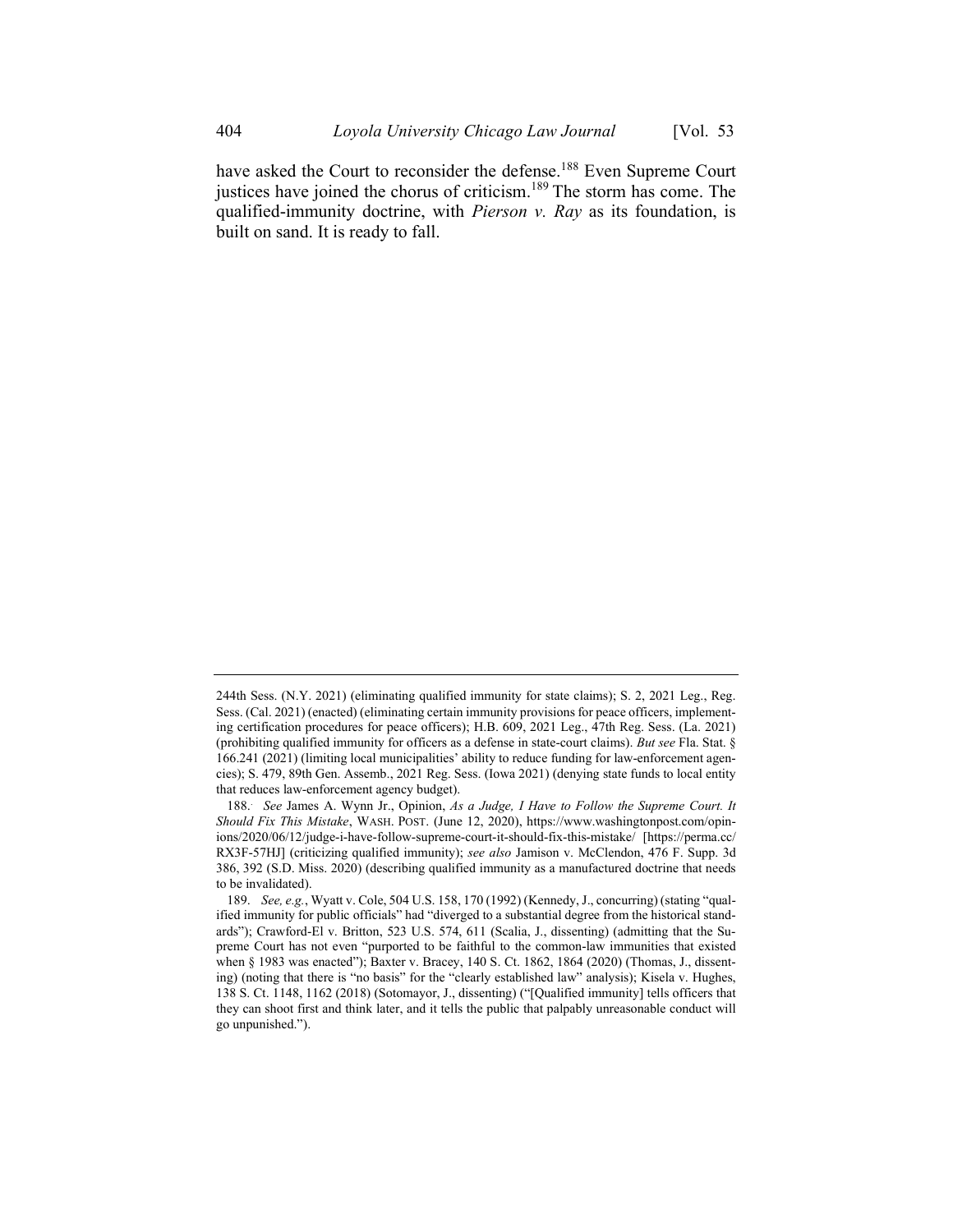have asked the Court to reconsider the defense.[188] Even Supreme Court justices have joined the chorus of criticism.[189] The storm has come. The qualified-immunity doctrine, with *Pierson v. Ray* as its foundation, is built on sand. It is ready to fall.

---

244th Sess. (N.Y. 2021) (eliminating qualified immunity for state claims); S. 2, 2021 Leg., Reg. Sess. (Cal. 2021) (enacted) (eliminating certain immunity provisions for peace officers, implementing certification procedures for peace officers); H.B. 609, 2021 Leg., 47th Reg. Sess. (La. 2021) (prohibiting qualified immunity for officers as a defense in state-court claims). *But see* Fla. Stat. § 166.241 (2021) (limiting local municipalities' ability to reduce funding for law-enforcement agencies); S. 479, 89th Gen. Assemb., 2021 Reg. Sess. (Iowa 2021) (denying state funds to local entity that reduces law-enforcement agency budget).

188. *See* James A. Wynn Jr., Opinion, *As a Judge, I Have to Follow the Supreme Court. It Should Fix This Mistake*, WASH. POST. (June 12, 2020), https://www.washingtonpost.com/opinions/2020/06/12/judge-i-have-follow-supreme-court-it-should-fix-this-mistake/ [https://perma.cc/RX3F-57HJ] (criticizing qualified immunity); *see also* Jamison v. McClendon, 476 F. Supp. 3d 386, 392 (S.D. Miss. 2020) (describing qualified immunity as a manufactured doctrine that needs to be invalidated).

189. *See, e.g.*, Wyatt v. Cole, 504 U.S. 158, 170 (1992) (Kennedy, J., concurring) (stating "qualified immunity for public officials" had "diverged to a substantial degree from the historical standards"); Crawford-El v. Britton, 523 U.S. 574, 611 (Scalia, J., dissenting) (admitting that the Supreme Court has not even "purported to be faithful to the common-law immunities that existed when § 1983 was enacted"); Baxter v. Bracey, 140 S. Ct. 1862, 1864 (2020) (Thomas, J., dissenting) (noting that there is "no basis" for the "clearly established law" analysis); Kisela v. Hughes, 138 S. Ct. 1148, 1162 (2018) (Sotomayor, J., dissenting) ("[Qualified immunity] tells officers that they can shoot first and think later, and it tells the public that palpably unreasonable conduct will go unpunished.").